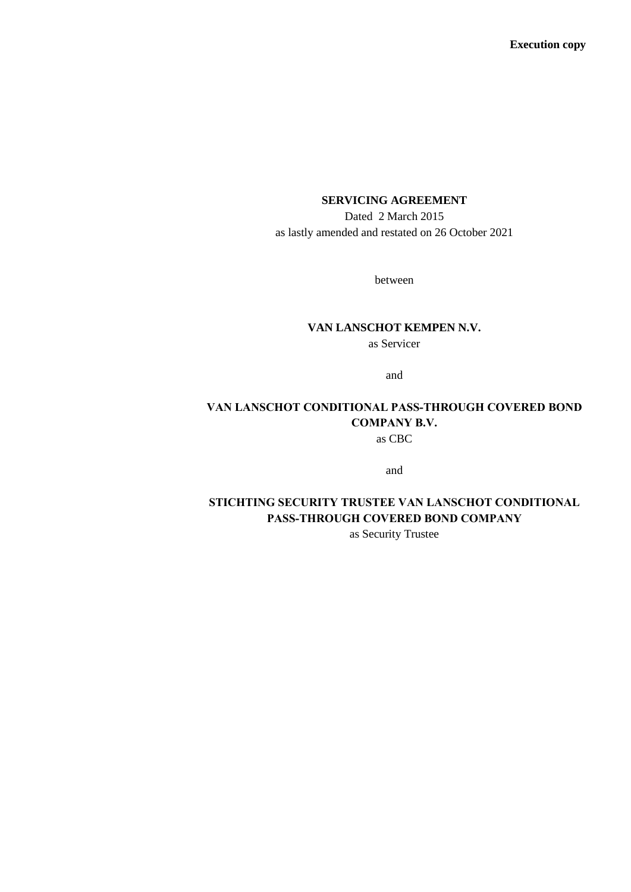**Execution copy**

**SERVICING AGREEMENT**

Dated 2 March 2015

as lastly amended and restated on 26 October 2021

between

**VAN LANSCHOT KEMPEN N.V.**

as Servicer

and

**VAN LANSCHOT CONDITIONAL PASS-THROUGH COVERED BOND COMPANY B.V.**

as CBC

and

**STICHTING SECURITY TRUSTEE VAN LANSCHOT CONDITIONAL PASS-THROUGH COVERED BOND COMPANY**

as Security Trustee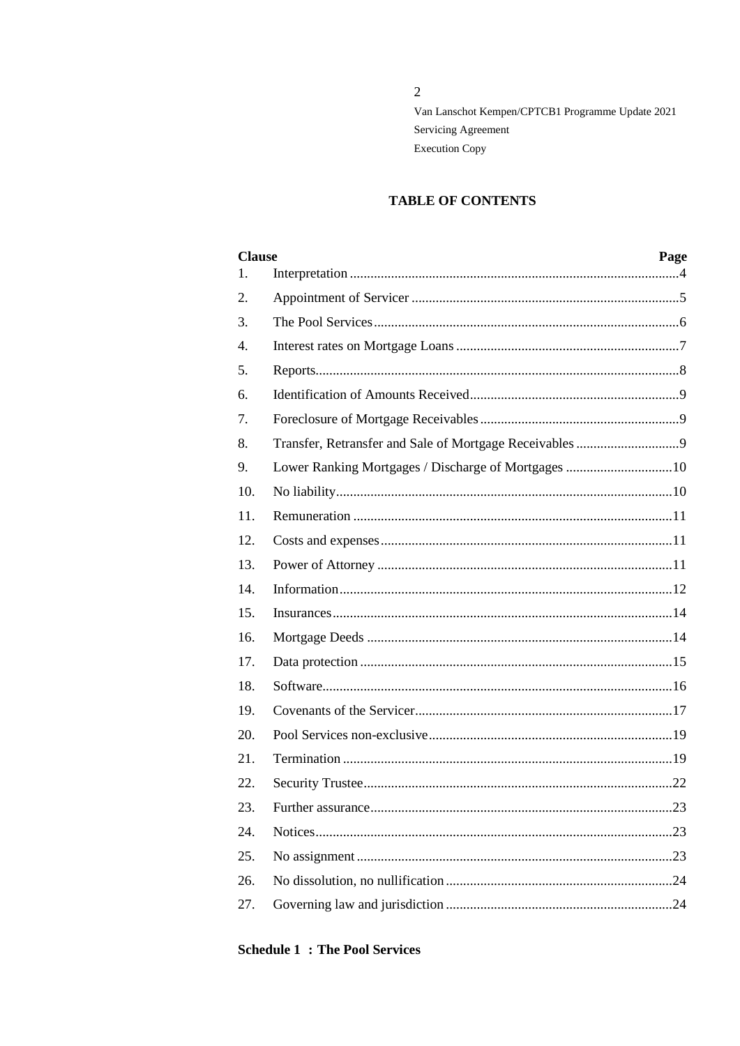## TABLE OF CONTENTS

| Clause | | Page |
|---|---|---|
| 1. | Interpretation | 4 |
| 2. | Appointment of Servicer | 5 |
| 3. | The Pool Services | 6 |
| 4. | Interest rates on Mortgage Loans | 7 |
| 5. | Reports | 8 |
| 6. | Identification of Amounts Received | 9 |
| 7. | Foreclosure of Mortgage Receivables | 9 |
| 8. | Transfer, Retransfer and Sale of Mortgage Receivables | 9 |
| 9. | Lower Ranking Mortgages / Discharge of Mortgages | 10 |
| 10. | No liability | 10 |
| 11. | Remuneration | 11 |
| 12. | Costs and expenses | 11 |
| 13. | Power of Attorney | 11 |
| 14. | Information | 12 |
| 15. | Insurances | 14 |
| 16. | Mortgage Deeds | 14 |
| 17. | Data protection | 15 |
| 18. | Software | 16 |
| 19. | Covenants of the Servicer | 17 |
| 20. | Pool Services non-exclusive | 19 |
| 21. | Termination | 19 |
| 22. | Security Trustee | 22 |
| 23. | Further assurance | 23 |
| 24. | Notices | 23 |
| 25. | No assignment | 23 |
| 26. | No dissolution, no nullification | 24 |
| 27. | Governing law and jurisdiction | 24 |

**Schedule 1 : The Pool Services**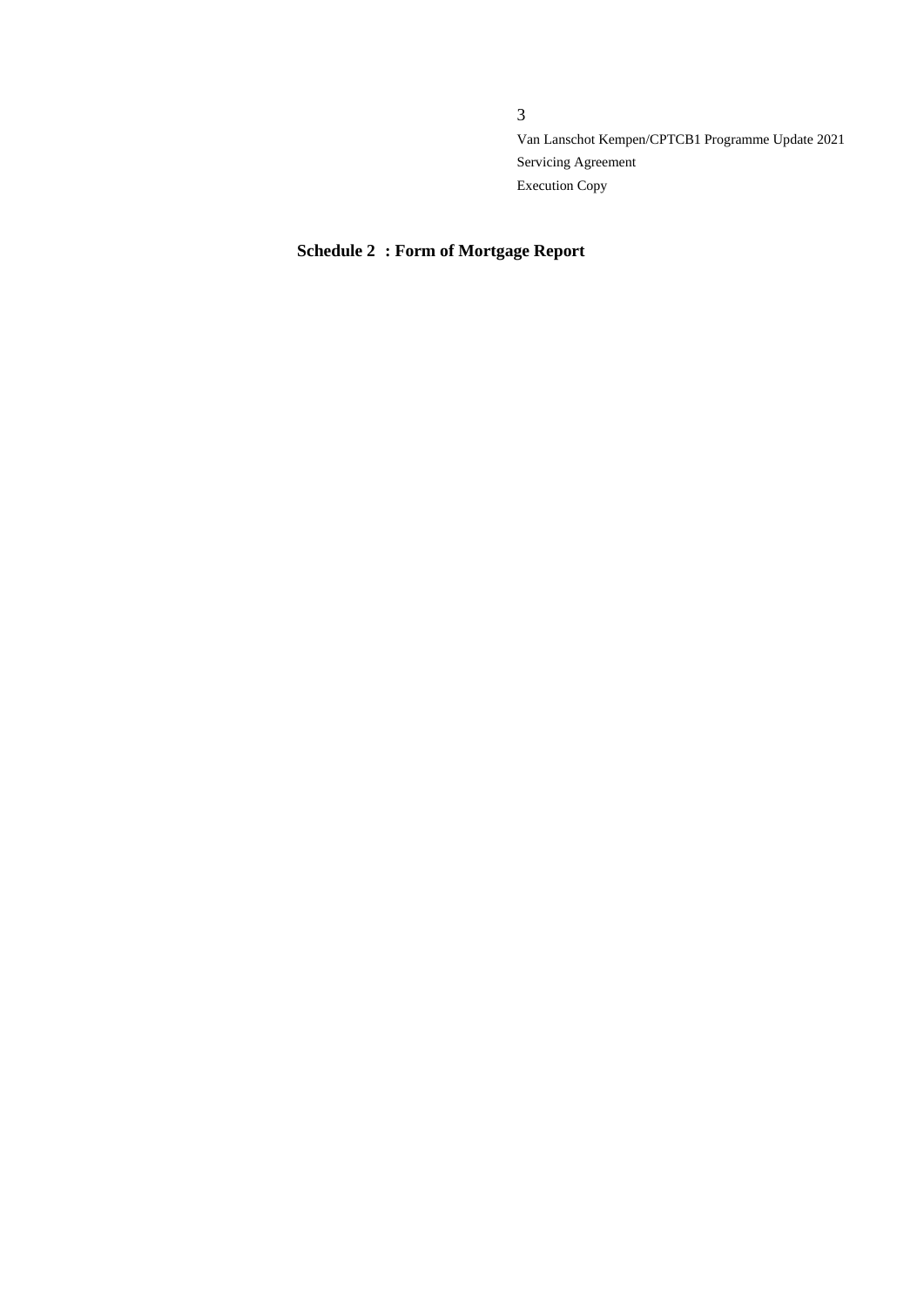## Schedule 2 : Form of Mortgage Report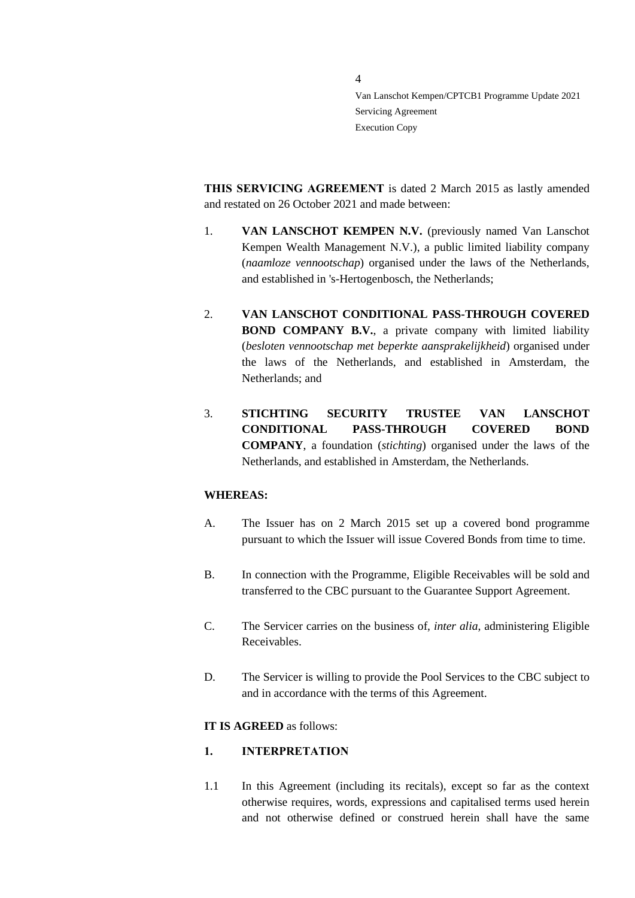**THIS SERVICING AGREEMENT** is dated 2 March 2015 as lastly amended and restated on 26 October 2021 and made between:

1. **VAN LANSCHOT KEMPEN N.V.** (previously named Van Lanschot Kempen Wealth Management N.V.), a public limited liability company (*naamloze vennootschap*) organised under the laws of the Netherlands, and established in 's-Hertogenbosch, the Netherlands;

2. **VAN LANSCHOT CONDITIONAL PASS-THROUGH COVERED BOND COMPANY B.V.**, a private company with limited liability (*besloten vennootschap met beperkte aansprakelijkheid*) organised under the laws of the Netherlands, and established in Amsterdam, the Netherlands; and

3. **STICHTING SECURITY TRUSTEE VAN LANSCHOT CONDITIONAL PASS-THROUGH COVERED BOND COMPANY**, a foundation (*stichting*) organised under the laws of the Netherlands, and established in Amsterdam, the Netherlands.

**WHEREAS:**

A. The Issuer has on 2 March 2015 set up a covered bond programme pursuant to which the Issuer will issue Covered Bonds from time to time.

B. In connection with the Programme, Eligible Receivables will be sold and transferred to the CBC pursuant to the Guarantee Support Agreement.

C. The Servicer carries on the business of, *inter alia*, administering Eligible Receivables.

D. The Servicer is willing to provide the Pool Services to the CBC subject to and in accordance with the terms of this Agreement.

**IT IS AGREED** as follows:

## 1. INTERPRETATION

1.1 In this Agreement (including its recitals), except so far as the context otherwise requires, words, expressions and capitalised terms used herein and not otherwise defined or construed herein shall have the same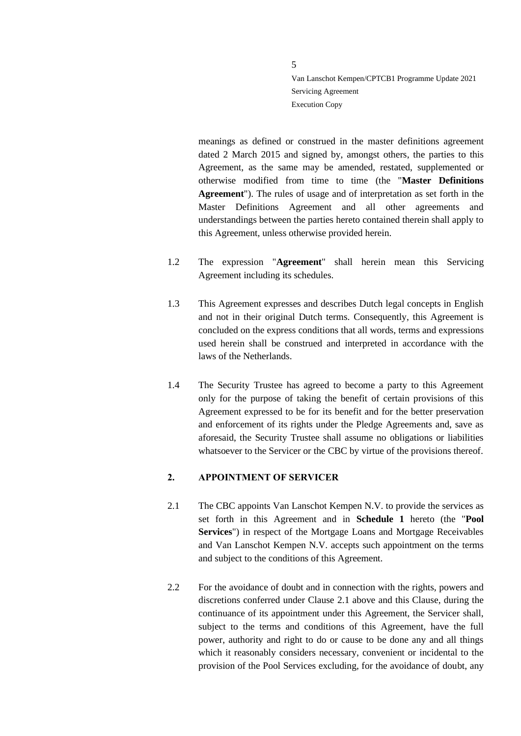meanings as defined or construed in the master definitions agreement dated 2 March 2015 and signed by, amongst others, the parties to this Agreement, as the same may be amended, restated, supplemented or otherwise modified from time to time (the "**Master Definitions Agreement**"). The rules of usage and of interpretation as set forth in the Master Definitions Agreement and all other agreements and understandings between the parties hereto contained therein shall apply to this Agreement, unless otherwise provided herein.

1.2 The expression "**Agreement**" shall herein mean this Servicing Agreement including its schedules.

1.3 This Agreement expresses and describes Dutch legal concepts in English and not in their original Dutch terms. Consequently, this Agreement is concluded on the express conditions that all words, terms and expressions used herein shall be construed and interpreted in accordance with the laws of the Netherlands.

1.4 The Security Trustee has agreed to become a party to this Agreement only for the purpose of taking the benefit of certain provisions of this Agreement expressed to be for its benefit and for the better preservation and enforcement of its rights under the Pledge Agreements and, save as aforesaid, the Security Trustee shall assume no obligations or liabilities whatsoever to the Servicer or the CBC by virtue of the provisions thereof.

## 2. APPOINTMENT OF SERVICER

2.1 The CBC appoints Van Lanschot Kempen N.V. to provide the services as set forth in this Agreement and in **Schedule 1** hereto (the "**Pool Services**") in respect of the Mortgage Loans and Mortgage Receivables and Van Lanschot Kempen N.V. accepts such appointment on the terms and subject to the conditions of this Agreement.

2.2 For the avoidance of doubt and in connection with the rights, powers and discretions conferred under Clause 2.1 above and this Clause, during the continuance of its appointment under this Agreement, the Servicer shall, subject to the terms and conditions of this Agreement, have the full power, authority and right to do or cause to be done any and all things which it reasonably considers necessary, convenient or incidental to the provision of the Pool Services excluding, for the avoidance of doubt, any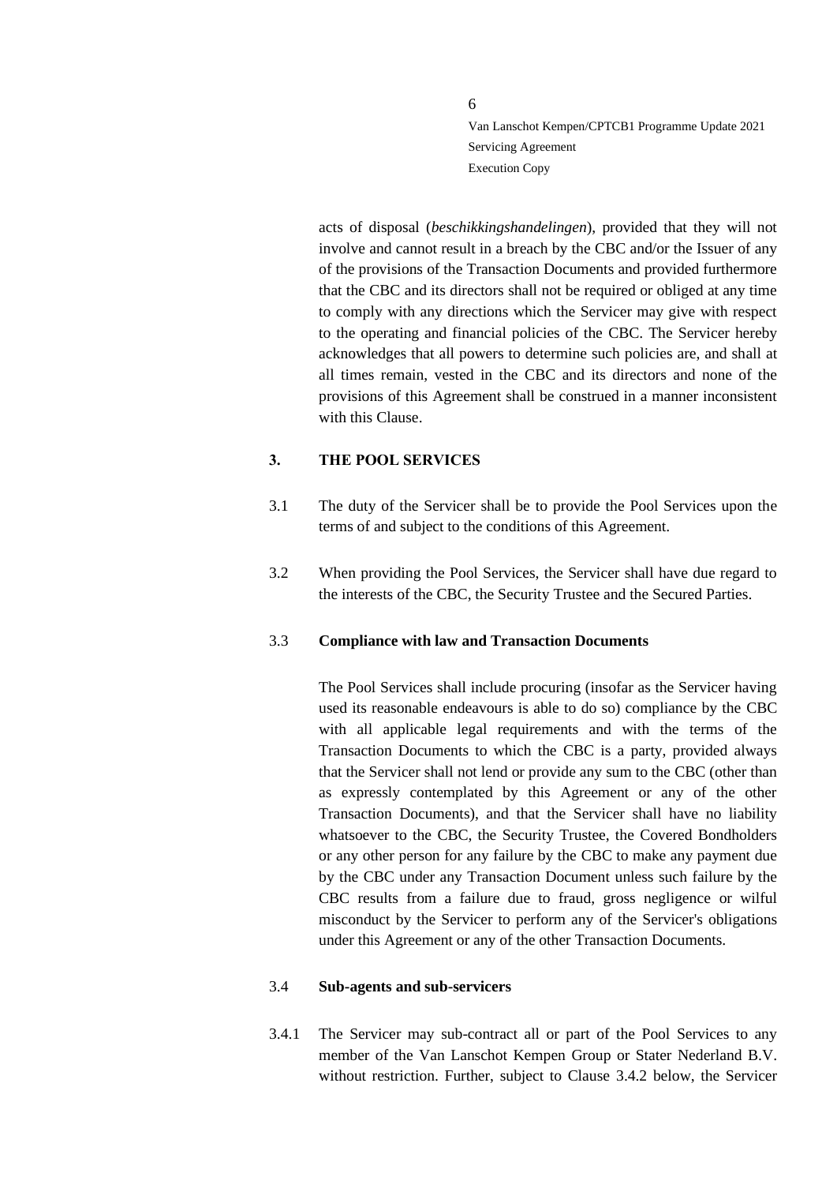acts of disposal (*beschikkingshandelingen*), provided that they will not involve and cannot result in a breach by the CBC and/or the Issuer of any of the provisions of the Transaction Documents and provided furthermore that the CBC and its directors shall not be required or obliged at any time to comply with any directions which the Servicer may give with respect to the operating and financial policies of the CBC. The Servicer hereby acknowledges that all powers to determine such policies are, and shall at all times remain, vested in the CBC and its directors and none of the provisions of this Agreement shall be construed in a manner inconsistent with this Clause.

## 3. THE POOL SERVICES

3.1 The duty of the Servicer shall be to provide the Pool Services upon the terms of and subject to the conditions of this Agreement.

3.2 When providing the Pool Services, the Servicer shall have due regard to the interests of the CBC, the Security Trustee and the Secured Parties.

### 3.3 Compliance with law and Transaction Documents

The Pool Services shall include procuring (insofar as the Servicer having used its reasonable endeavours is able to do so) compliance by the CBC with all applicable legal requirements and with the terms of the Transaction Documents to which the CBC is a party, provided always that the Servicer shall not lend or provide any sum to the CBC (other than as expressly contemplated by this Agreement or any of the other Transaction Documents), and that the Servicer shall have no liability whatsoever to the CBC, the Security Trustee, the Covered Bondholders or any other person for any failure by the CBC to make any payment due by the CBC under any Transaction Document unless such failure by the CBC results from a failure due to fraud, gross negligence or wilful misconduct by the Servicer to perform any of the Servicer's obligations under this Agreement or any of the other Transaction Documents.

### 3.4 Sub-agents and sub-servicers

3.4.1 The Servicer may sub-contract all or part of the Pool Services to any member of the Van Lanschot Kempen Group or Stater Nederland B.V. without restriction. Further, subject to Clause 3.4.2 below, the Servicer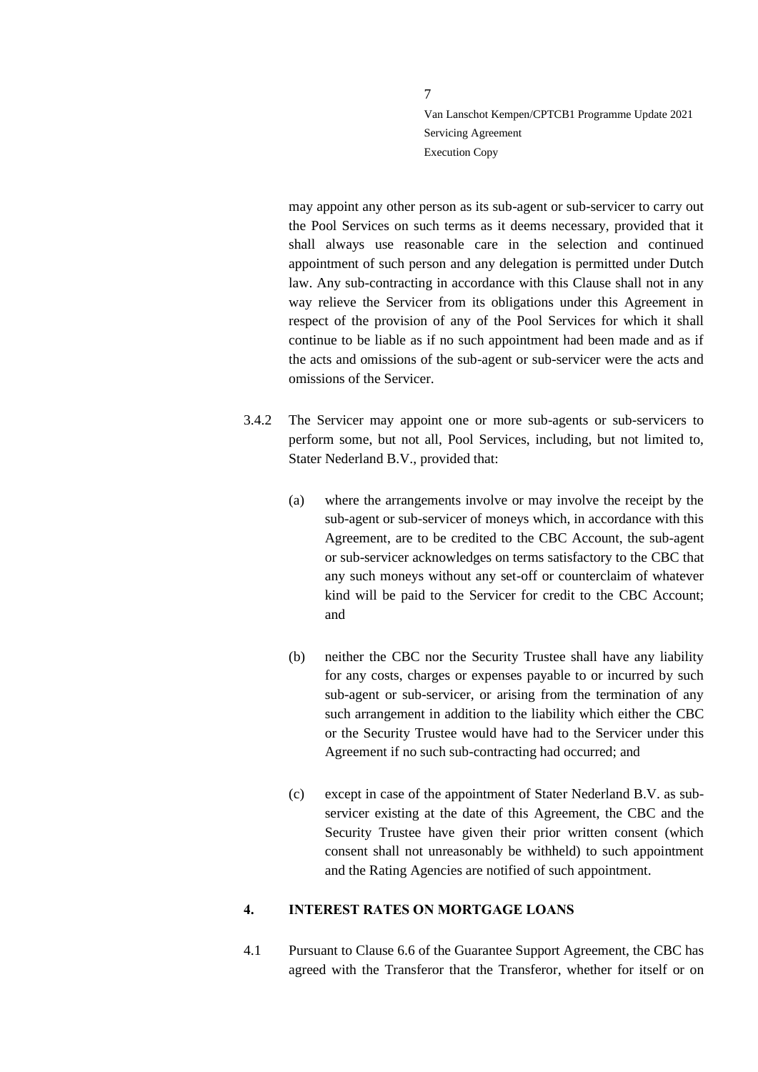may appoint any other person as its sub-agent or sub-servicer to carry out the Pool Services on such terms as it deems necessary, provided that it shall always use reasonable care in the selection and continued appointment of such person and any delegation is permitted under Dutch law. Any sub-contracting in accordance with this Clause shall not in any way relieve the Servicer from its obligations under this Agreement in respect of the provision of any of the Pool Services for which it shall continue to be liable as if no such appointment had been made and as if the acts and omissions of the sub-agent or sub-servicer were the acts and omissions of the Servicer.

3.4.2 The Servicer may appoint one or more sub-agents or sub-servicers to perform some, but not all, Pool Services, including, but not limited to, Stater Nederland B.V., provided that:

(a) where the arrangements involve or may involve the receipt by the sub-agent or sub-servicer of moneys which, in accordance with this Agreement, are to be credited to the CBC Account, the sub-agent or sub-servicer acknowledges on terms satisfactory to the CBC that any such moneys without any set-off or counterclaim of whatever kind will be paid to the Servicer for credit to the CBC Account; and

(b) neither the CBC nor the Security Trustee shall have any liability for any costs, charges or expenses payable to or incurred by such sub-agent or sub-servicer, or arising from the termination of any such arrangement in addition to the liability which either the CBC or the Security Trustee would have had to the Servicer under this Agreement if no such sub-contracting had occurred; and

(c) except in case of the appointment of Stater Nederland B.V. as sub-servicer existing at the date of this Agreement, the CBC and the Security Trustee have given their prior written consent (which consent shall not unreasonably be withheld) to such appointment and the Rating Agencies are notified of such appointment.

## 4. INTEREST RATES ON MORTGAGE LOANS

4.1 Pursuant to Clause 6.6 of the Guarantee Support Agreement, the CBC has agreed with the Transferor that the Transferor, whether for itself or on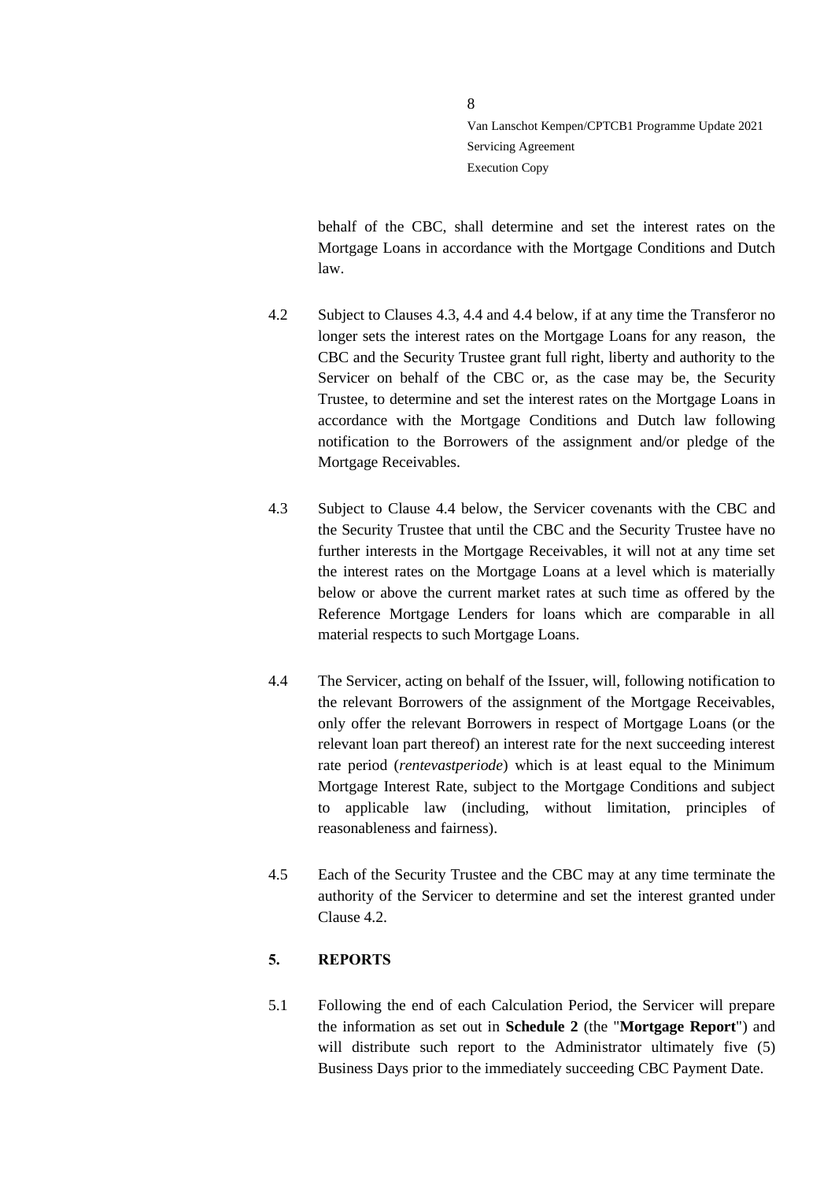behalf of the CBC, shall determine and set the interest rates on the Mortgage Loans in accordance with the Mortgage Conditions and Dutch law.

4.2 Subject to Clauses 4.3, 4.4 and 4.4 below, if at any time the Transferor no longer sets the interest rates on the Mortgage Loans for any reason, the CBC and the Security Trustee grant full right, liberty and authority to the Servicer on behalf of the CBC or, as the case may be, the Security Trustee, to determine and set the interest rates on the Mortgage Loans in accordance with the Mortgage Conditions and Dutch law following notification to the Borrowers of the assignment and/or pledge of the Mortgage Receivables.

4.3 Subject to Clause 4.4 below, the Servicer covenants with the CBC and the Security Trustee that until the CBC and the Security Trustee have no further interests in the Mortgage Receivables, it will not at any time set the interest rates on the Mortgage Loans at a level which is materially below or above the current market rates at such time as offered by the Reference Mortgage Lenders for loans which are comparable in all material respects to such Mortgage Loans.

4.4 The Servicer, acting on behalf of the Issuer, will, following notification to the relevant Borrowers of the assignment of the Mortgage Receivables, only offer the relevant Borrowers in respect of Mortgage Loans (or the relevant loan part thereof) an interest rate for the next succeeding interest rate period (*rentevastperiode*) which is at least equal to the Minimum Mortgage Interest Rate, subject to the Mortgage Conditions and subject to applicable law (including, without limitation, principles of reasonableness and fairness).

4.5 Each of the Security Trustee and the CBC may at any time terminate the authority of the Servicer to determine and set the interest granted under Clause 4.2.

## 5. REPORTS

5.1 Following the end of each Calculation Period, the Servicer will prepare the information as set out in **Schedule 2** (the "**Mortgage Report**") and will distribute such report to the Administrator ultimately five (5) Business Days prior to the immediately succeeding CBC Payment Date.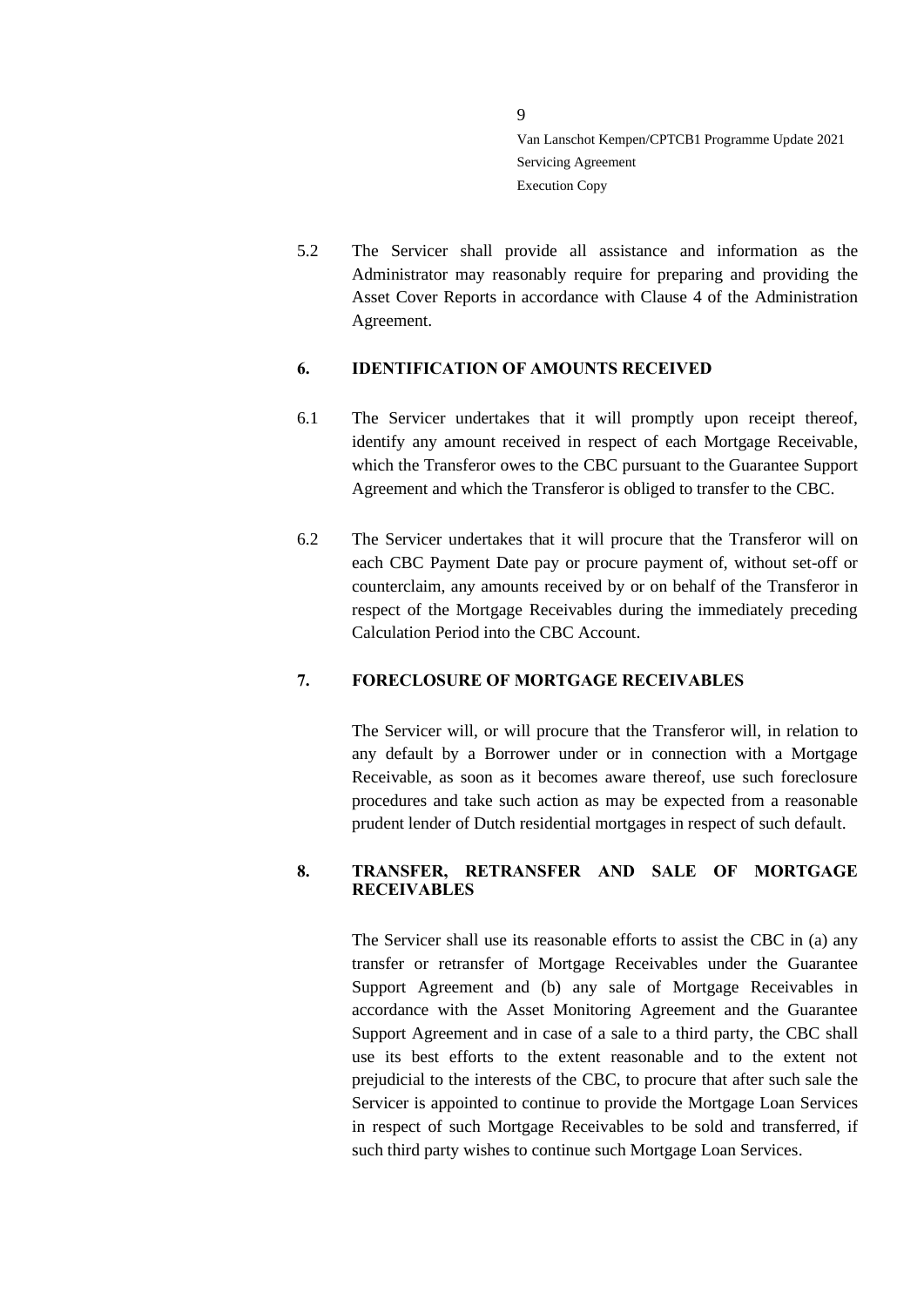5.2 The Servicer shall provide all assistance and information as the Administrator may reasonably require for preparing and providing the Asset Cover Reports in accordance with Clause 4 of the Administration Agreement.

## 6. IDENTIFICATION OF AMOUNTS RECEIVED

6.1 The Servicer undertakes that it will promptly upon receipt thereof, identify any amount received in respect of each Mortgage Receivable, which the Transferor owes to the CBC pursuant to the Guarantee Support Agreement and which the Transferor is obliged to transfer to the CBC.

6.2 The Servicer undertakes that it will procure that the Transferor will on each CBC Payment Date pay or procure payment of, without set-off or counterclaim, any amounts received by or on behalf of the Transferor in respect of the Mortgage Receivables during the immediately preceding Calculation Period into the CBC Account.

## 7. FORECLOSURE OF MORTGAGE RECEIVABLES

The Servicer will, or will procure that the Transferor will, in relation to any default by a Borrower under or in connection with a Mortgage Receivable, as soon as it becomes aware thereof, use such foreclosure procedures and take such action as may be expected from a reasonable prudent lender of Dutch residential mortgages in respect of such default.

## 8. TRANSFER, RETRANSFER AND SALE OF MORTGAGE RECEIVABLES

The Servicer shall use its reasonable efforts to assist the CBC in (a) any transfer or retransfer of Mortgage Receivables under the Guarantee Support Agreement and (b) any sale of Mortgage Receivables in accordance with the Asset Monitoring Agreement and the Guarantee Support Agreement and in case of a sale to a third party, the CBC shall use its best efforts to the extent reasonable and to the extent not prejudicial to the interests of the CBC, to procure that after such sale the Servicer is appointed to continue to provide the Mortgage Loan Services in respect of such Mortgage Receivables to be sold and transferred, if such third party wishes to continue such Mortgage Loan Services.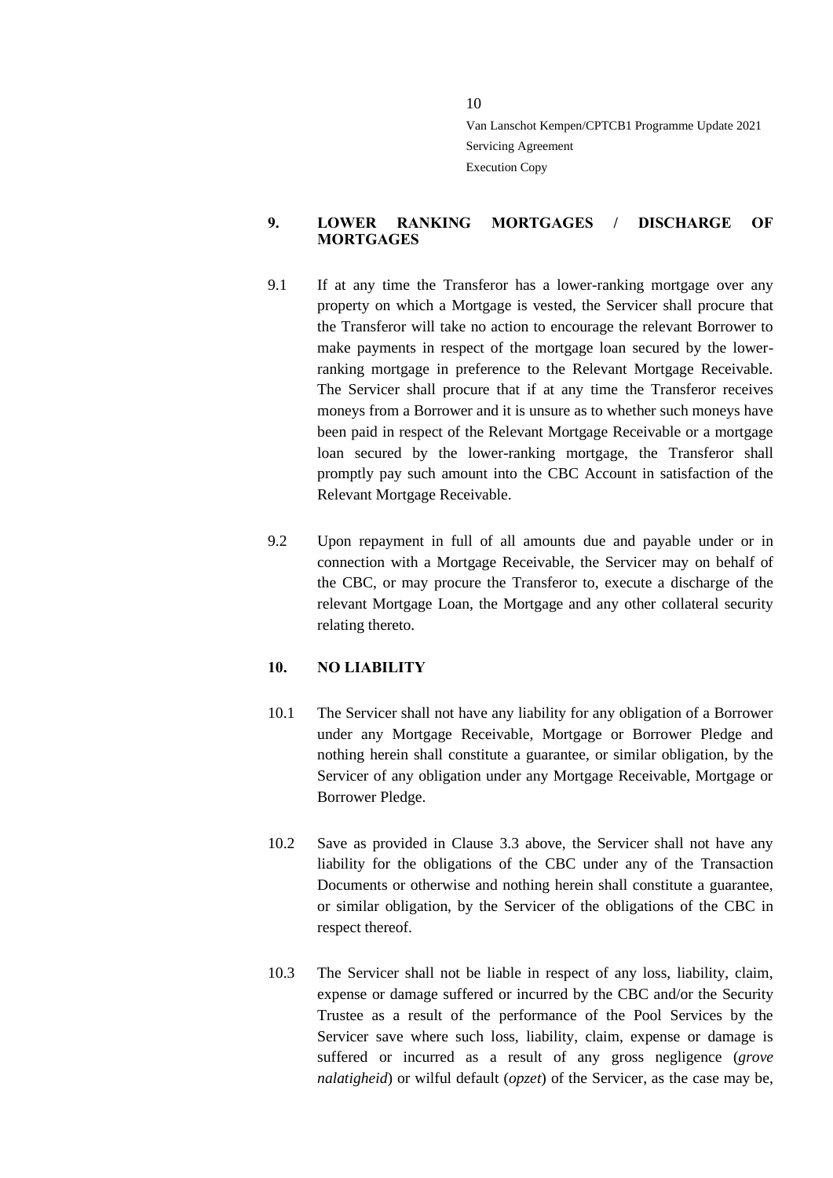## 9. LOWER RANKING MORTGAGES / DISCHARGE OF MORTGAGES

9.1 If at any time the Transferor has a lower-ranking mortgage over any property on which a Mortgage is vested, the Servicer shall procure that the Transferor will take no action to encourage the relevant Borrower to make payments in respect of the mortgage loan secured by the lower-ranking mortgage in preference to the Relevant Mortgage Receivable. The Servicer shall procure that if at any time the Transferor receives moneys from a Borrower and it is unsure as to whether such moneys have been paid in respect of the Relevant Mortgage Receivable or a mortgage loan secured by the lower-ranking mortgage, the Transferor shall promptly pay such amount into the CBC Account in satisfaction of the Relevant Mortgage Receivable.

9.2 Upon repayment in full of all amounts due and payable under or in connection with a Mortgage Receivable, the Servicer may on behalf of the CBC, or may procure the Transferor to, execute a discharge of the relevant Mortgage Loan, the Mortgage and any other collateral security relating thereto.

## 10. NO LIABILITY

10.1 The Servicer shall not have any liability for any obligation of a Borrower under any Mortgage Receivable, Mortgage or Borrower Pledge and nothing herein shall constitute a guarantee, or similar obligation, by the Servicer of any obligation under any Mortgage Receivable, Mortgage or Borrower Pledge.

10.2 Save as provided in Clause 3.3 above, the Servicer shall not have any liability for the obligations of the CBC under any of the Transaction Documents or otherwise and nothing herein shall constitute a guarantee, or similar obligation, by the Servicer of the obligations of the CBC in respect thereof.

10.3 The Servicer shall not be liable in respect of any loss, liability, claim, expense or damage suffered or incurred by the CBC and/or the Security Trustee as a result of the performance of the Pool Services by the Servicer save where such loss, liability, claim, expense or damage is suffered or incurred as a result of any gross negligence (*grove nalatigheid*) or wilful default (*opzet*) of the Servicer, as the case may be,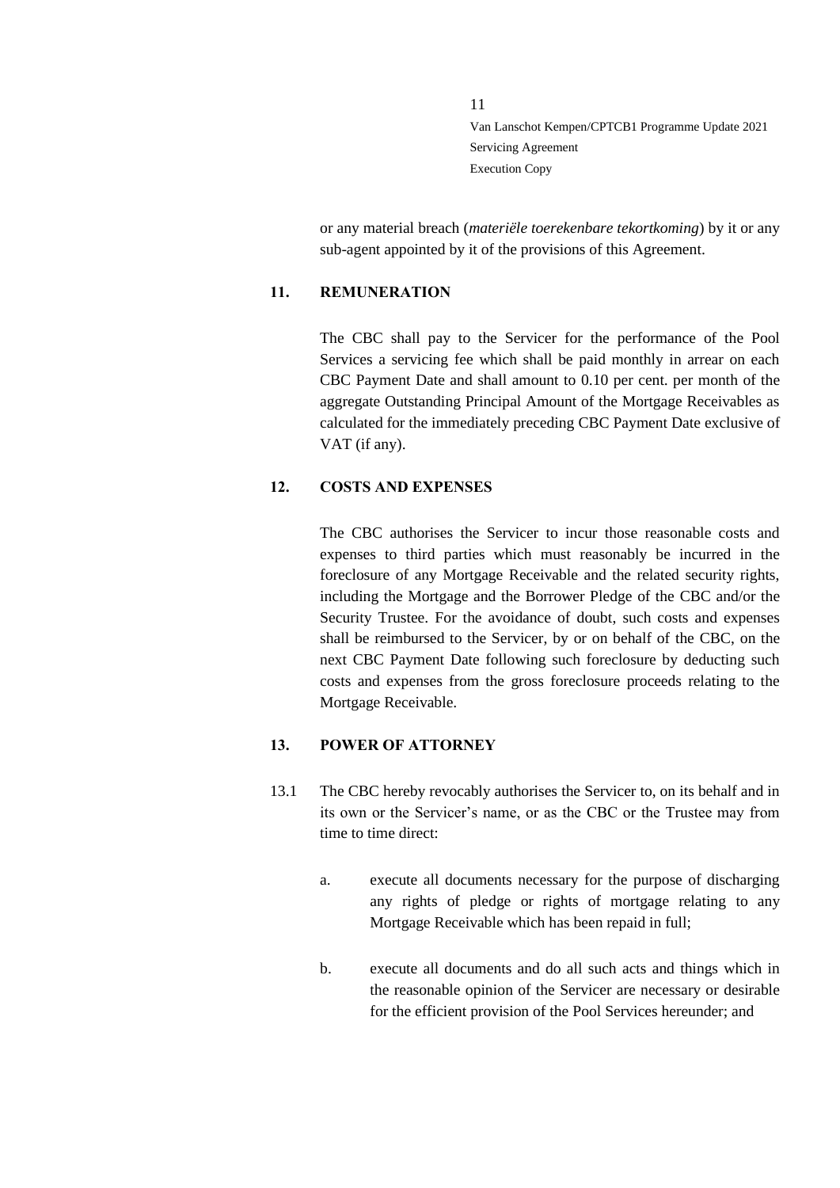or any material breach (*materiële toerekenbare tekortkoming*) by it or any sub-agent appointed by it of the provisions of this Agreement.

## 11. REMUNERATION

The CBC shall pay to the Servicer for the performance of the Pool Services a servicing fee which shall be paid monthly in arrear on each CBC Payment Date and shall amount to 0.10 per cent. per month of the aggregate Outstanding Principal Amount of the Mortgage Receivables as calculated for the immediately preceding CBC Payment Date exclusive of VAT (if any).

## 12. COSTS AND EXPENSES

The CBC authorises the Servicer to incur those reasonable costs and expenses to third parties which must reasonably be incurred in the foreclosure of any Mortgage Receivable and the related security rights, including the Mortgage and the Borrower Pledge of the CBC and/or the Security Trustee. For the avoidance of doubt, such costs and expenses shall be reimbursed to the Servicer, by or on behalf of the CBC, on the next CBC Payment Date following such foreclosure by deducting such costs and expenses from the gross foreclosure proceeds relating to the Mortgage Receivable.

## 13. POWER OF ATTORNEY

13.1 The CBC hereby revocably authorises the Servicer to, on its behalf and in its own or the Servicer's name, or as the CBC or the Trustee may from time to time direct:

a. execute all documents necessary for the purpose of discharging any rights of pledge or rights of mortgage relating to any Mortgage Receivable which has been repaid in full;

b. execute all documents and do all such acts and things which in the reasonable opinion of the Servicer are necessary or desirable for the efficient provision of the Pool Services hereunder; and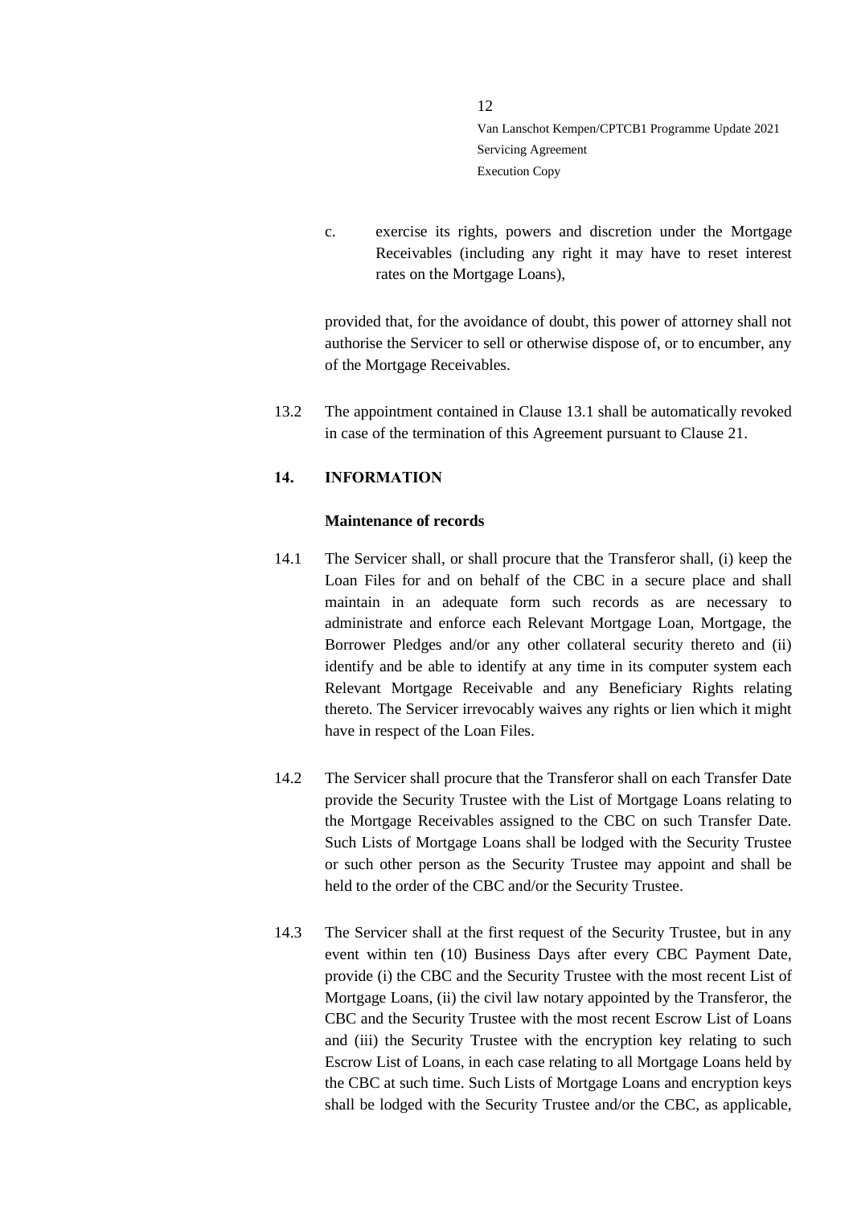c. exercise its rights, powers and discretion under the Mortgage Receivables (including any right it may have to reset interest rates on the Mortgage Loans),

provided that, for the avoidance of doubt, this power of attorney shall not authorise the Servicer to sell or otherwise dispose of, or to encumber, any of the Mortgage Receivables.

13.2 The appointment contained in Clause 13.1 shall be automatically revoked in case of the termination of this Agreement pursuant to Clause 21.

## 14. INFORMATION

**Maintenance of records**

14.1 The Servicer shall, or shall procure that the Transferor shall, (i) keep the Loan Files for and on behalf of the CBC in a secure place and shall maintain in an adequate form such records as are necessary to administrate and enforce each Relevant Mortgage Loan, Mortgage, the Borrower Pledges and/or any other collateral security thereto and (ii) identify and be able to identify at any time in its computer system each Relevant Mortgage Receivable and any Beneficiary Rights relating thereto. The Servicer irrevocably waives any rights or lien which it might have in respect of the Loan Files.

14.2 The Servicer shall procure that the Transferor shall on each Transfer Date provide the Security Trustee with the List of Mortgage Loans relating to the Mortgage Receivables assigned to the CBC on such Transfer Date. Such Lists of Mortgage Loans shall be lodged with the Security Trustee or such other person as the Security Trustee may appoint and shall be held to the order of the CBC and/or the Security Trustee.

14.3 The Servicer shall at the first request of the Security Trustee, but in any event within ten (10) Business Days after every CBC Payment Date, provide (i) the CBC and the Security Trustee with the most recent List of Mortgage Loans, (ii) the civil law notary appointed by the Transferor, the CBC and the Security Trustee with the most recent Escrow List of Loans and (iii) the Security Trustee with the encryption key relating to such Escrow List of Loans, in each case relating to all Mortgage Loans held by the CBC at such time. Such Lists of Mortgage Loans and encryption keys shall be lodged with the Security Trustee and/or the CBC, as applicable,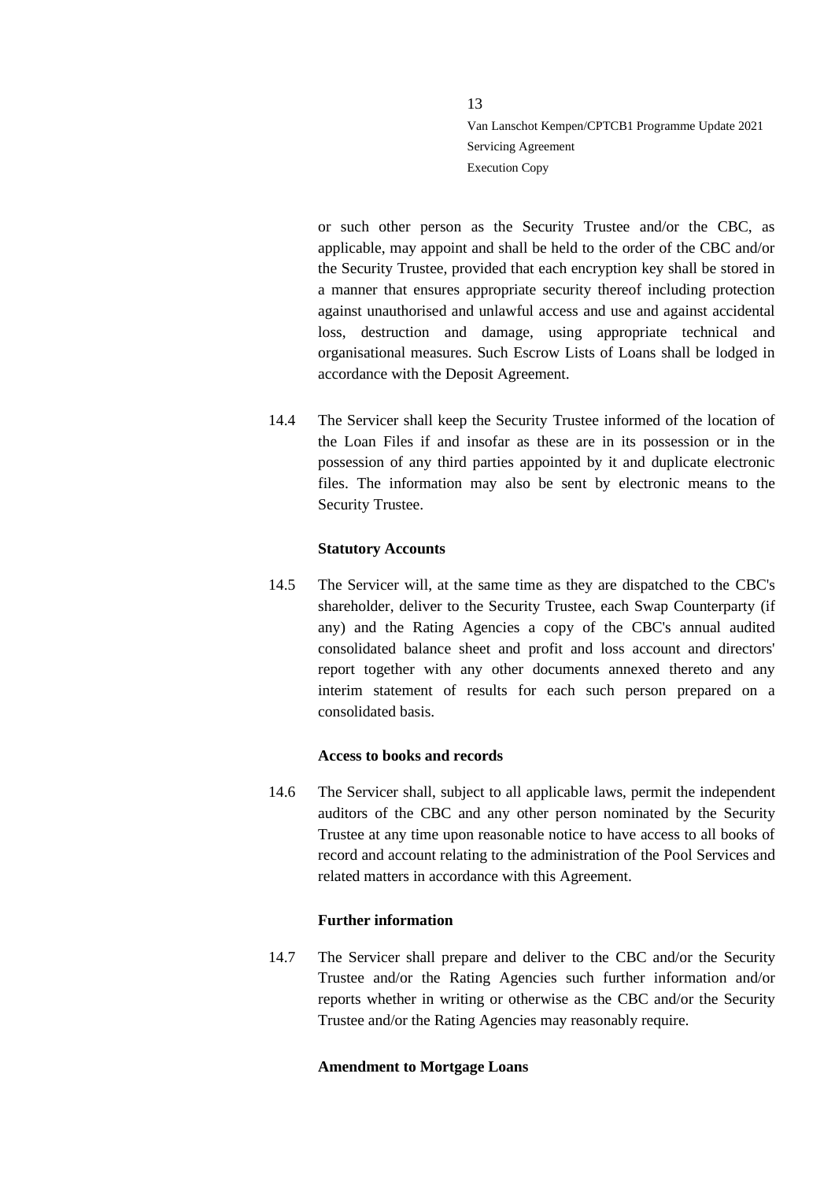or such other person as the Security Trustee and/or the CBC, as applicable, may appoint and shall be held to the order of the CBC and/or the Security Trustee, provided that each encryption key shall be stored in a manner that ensures appropriate security thereof including protection against unauthorised and unlawful access and use and against accidental loss, destruction and damage, using appropriate technical and organisational measures. Such Escrow Lists of Loans shall be lodged in accordance with the Deposit Agreement.

14.4 The Servicer shall keep the Security Trustee informed of the location of the Loan Files if and insofar as these are in its possession or in the possession of any third parties appointed by it and duplicate electronic files. The information may also be sent by electronic means to the Security Trustee.

**Statutory Accounts**

14.5 The Servicer will, at the same time as they are dispatched to the CBC's shareholder, deliver to the Security Trustee, each Swap Counterparty (if any) and the Rating Agencies a copy of the CBC's annual audited consolidated balance sheet and profit and loss account and directors' report together with any other documents annexed thereto and any interim statement of results for each such person prepared on a consolidated basis.

**Access to books and records**

14.6 The Servicer shall, subject to all applicable laws, permit the independent auditors of the CBC and any other person nominated by the Security Trustee at any time upon reasonable notice to have access to all books of record and account relating to the administration of the Pool Services and related matters in accordance with this Agreement.

**Further information**

14.7 The Servicer shall prepare and deliver to the CBC and/or the Security Trustee and/or the Rating Agencies such further information and/or reports whether in writing or otherwise as the CBC and/or the Security Trustee and/or the Rating Agencies may reasonably require.

**Amendment to Mortgage Loans**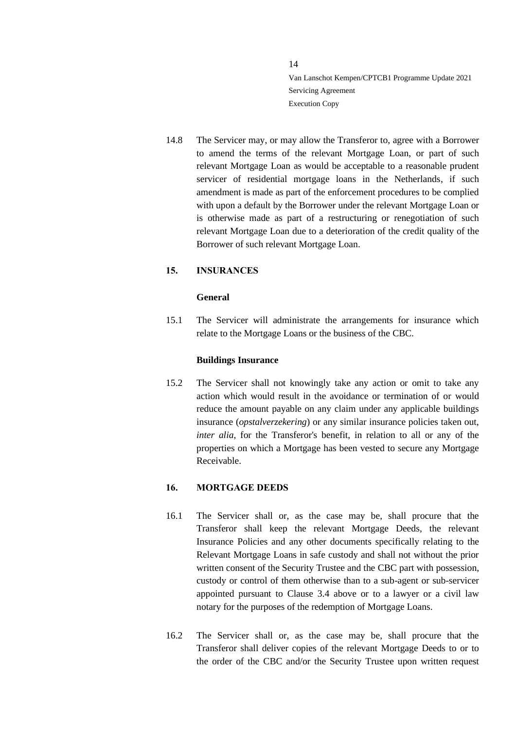14.8 The Servicer may, or may allow the Transferor to, agree with a Borrower to amend the terms of the relevant Mortgage Loan, or part of such relevant Mortgage Loan as would be acceptable to a reasonable prudent servicer of residential mortgage loans in the Netherlands, if such amendment is made as part of the enforcement procedures to be complied with upon a default by the Borrower under the relevant Mortgage Loan or is otherwise made as part of a restructuring or renegotiation of such relevant Mortgage Loan due to a deterioration of the credit quality of the Borrower of such relevant Mortgage Loan.

## 15. INSURANCES

### General

15.1 The Servicer will administrate the arrangements for insurance which relate to the Mortgage Loans or the business of the CBC.

### Buildings Insurance

15.2 The Servicer shall not knowingly take any action or omit to take any action which would result in the avoidance or termination of or would reduce the amount payable on any claim under any applicable buildings insurance (*opstalverzekering*) or any similar insurance policies taken out, *inter alia*, for the Transferor's benefit, in relation to all or any of the properties on which a Mortgage has been vested to secure any Mortgage Receivable.

## 16. MORTGAGE DEEDS

16.1 The Servicer shall or, as the case may be, shall procure that the Transferor shall keep the relevant Mortgage Deeds, the relevant Insurance Policies and any other documents specifically relating to the Relevant Mortgage Loans in safe custody and shall not without the prior written consent of the Security Trustee and the CBC part with possession, custody or control of them otherwise than to a sub-agent or sub-servicer appointed pursuant to Clause 3.4 above or to a lawyer or a civil law notary for the purposes of the redemption of Mortgage Loans.

16.2 The Servicer shall or, as the case may be, shall procure that the Transferor shall deliver copies of the relevant Mortgage Deeds to or to the order of the CBC and/or the Security Trustee upon written request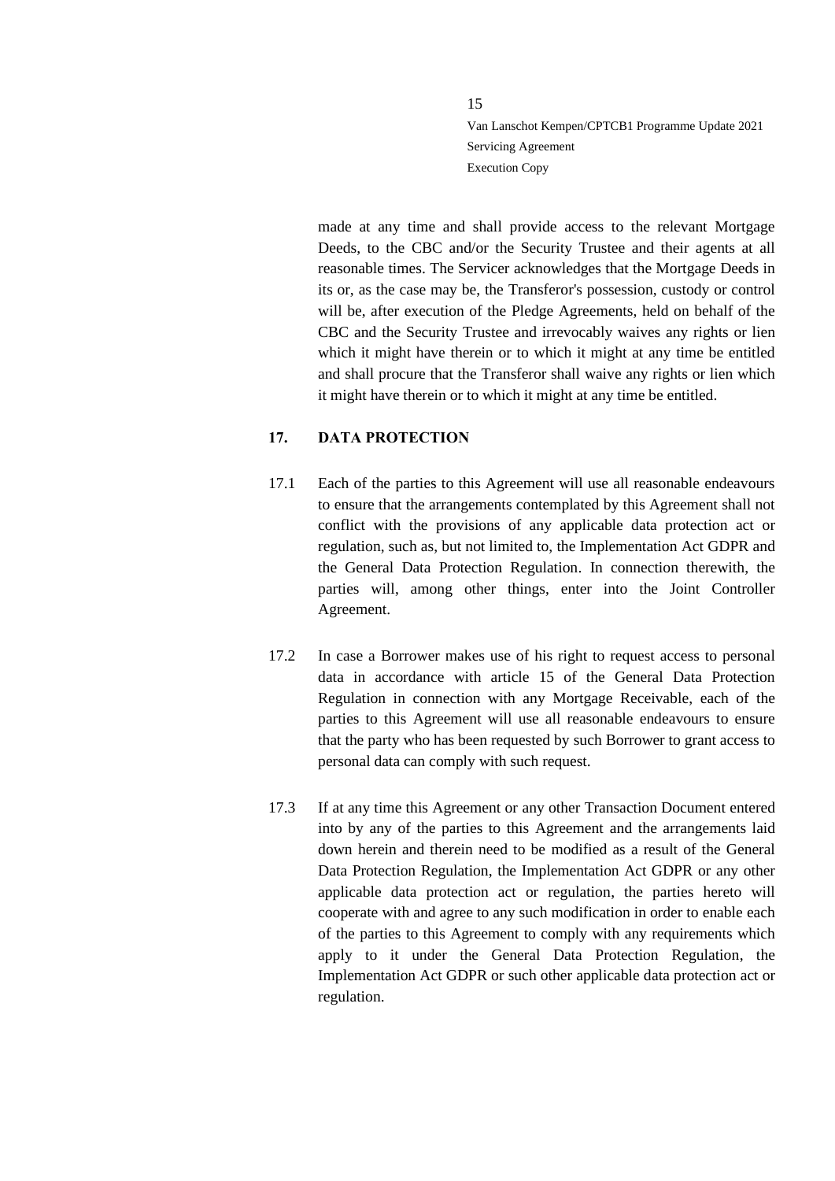made at any time and shall provide access to the relevant Mortgage Deeds, to the CBC and/or the Security Trustee and their agents at all reasonable times. The Servicer acknowledges that the Mortgage Deeds in its or, as the case may be, the Transferor's possession, custody or control will be, after execution of the Pledge Agreements, held on behalf of the CBC and the Security Trustee and irrevocably waives any rights or lien which it might have therein or to which it might at any time be entitled and shall procure that the Transferor shall waive any rights or lien which it might have therein or to which it might at any time be entitled.

## 17. DATA PROTECTION

17.1 Each of the parties to this Agreement will use all reasonable endeavours to ensure that the arrangements contemplated by this Agreement shall not conflict with the provisions of any applicable data protection act or regulation, such as, but not limited to, the Implementation Act GDPR and the General Data Protection Regulation. In connection therewith, the parties will, among other things, enter into the Joint Controller Agreement.

17.2 In case a Borrower makes use of his right to request access to personal data in accordance with article 15 of the General Data Protection Regulation in connection with any Mortgage Receivable, each of the parties to this Agreement will use all reasonable endeavours to ensure that the party who has been requested by such Borrower to grant access to personal data can comply with such request.

17.3 If at any time this Agreement or any other Transaction Document entered into by any of the parties to this Agreement and the arrangements laid down herein and therein need to be modified as a result of the General Data Protection Regulation, the Implementation Act GDPR or any other applicable data protection act or regulation, the parties hereto will cooperate with and agree to any such modification in order to enable each of the parties to this Agreement to comply with any requirements which apply to it under the General Data Protection Regulation, the Implementation Act GDPR or such other applicable data protection act or regulation.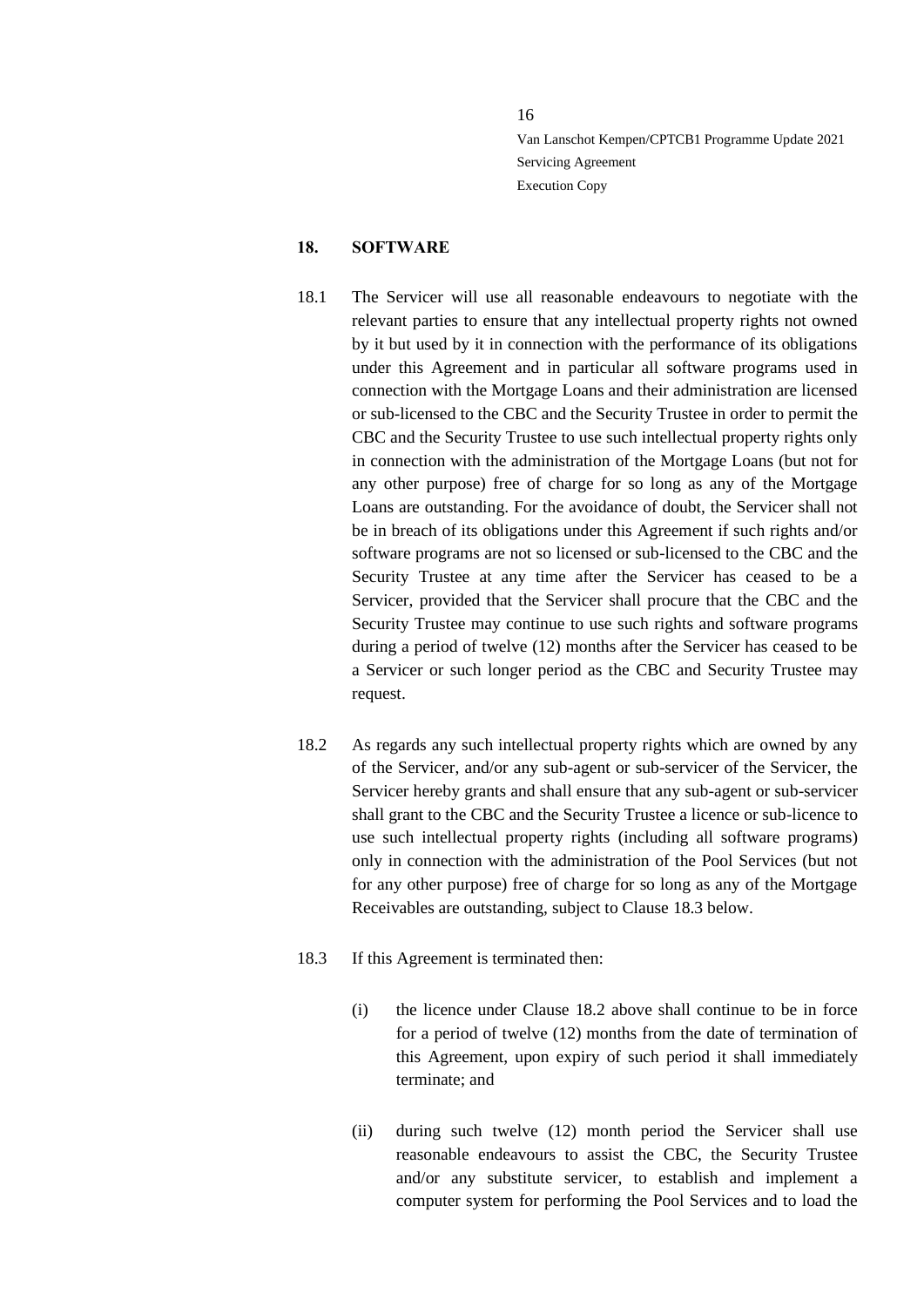## 18. SOFTWARE

18.1 The Servicer will use all reasonable endeavours to negotiate with the relevant parties to ensure that any intellectual property rights not owned by it but used by it in connection with the performance of its obligations under this Agreement and in particular all software programs used in connection with the Mortgage Loans and their administration are licensed or sub-licensed to the CBC and the Security Trustee in order to permit the CBC and the Security Trustee to use such intellectual property rights only in connection with the administration of the Mortgage Loans (but not for any other purpose) free of charge for so long as any of the Mortgage Loans are outstanding. For the avoidance of doubt, the Servicer shall not be in breach of its obligations under this Agreement if such rights and/or software programs are not so licensed or sub-licensed to the CBC and the Security Trustee at any time after the Servicer has ceased to be a Servicer, provided that the Servicer shall procure that the CBC and the Security Trustee may continue to use such rights and software programs during a period of twelve (12) months after the Servicer has ceased to be a Servicer or such longer period as the CBC and Security Trustee may request.

18.2 As regards any such intellectual property rights which are owned by any of the Servicer, and/or any sub-agent or sub-servicer of the Servicer, the Servicer hereby grants and shall ensure that any sub-agent or sub-servicer shall grant to the CBC and the Security Trustee a licence or sub-licence to use such intellectual property rights (including all software programs) only in connection with the administration of the Pool Services (but not for any other purpose) free of charge for so long as any of the Mortgage Receivables are outstanding, subject to Clause 18.3 below.

18.3 If this Agreement is terminated then:

(i) the licence under Clause 18.2 above shall continue to be in force for a period of twelve (12) months from the date of termination of this Agreement, upon expiry of such period it shall immediately terminate; and

(ii) during such twelve (12) month period the Servicer shall use reasonable endeavours to assist the CBC, the Security Trustee and/or any substitute servicer, to establish and implement a computer system for performing the Pool Services and to load the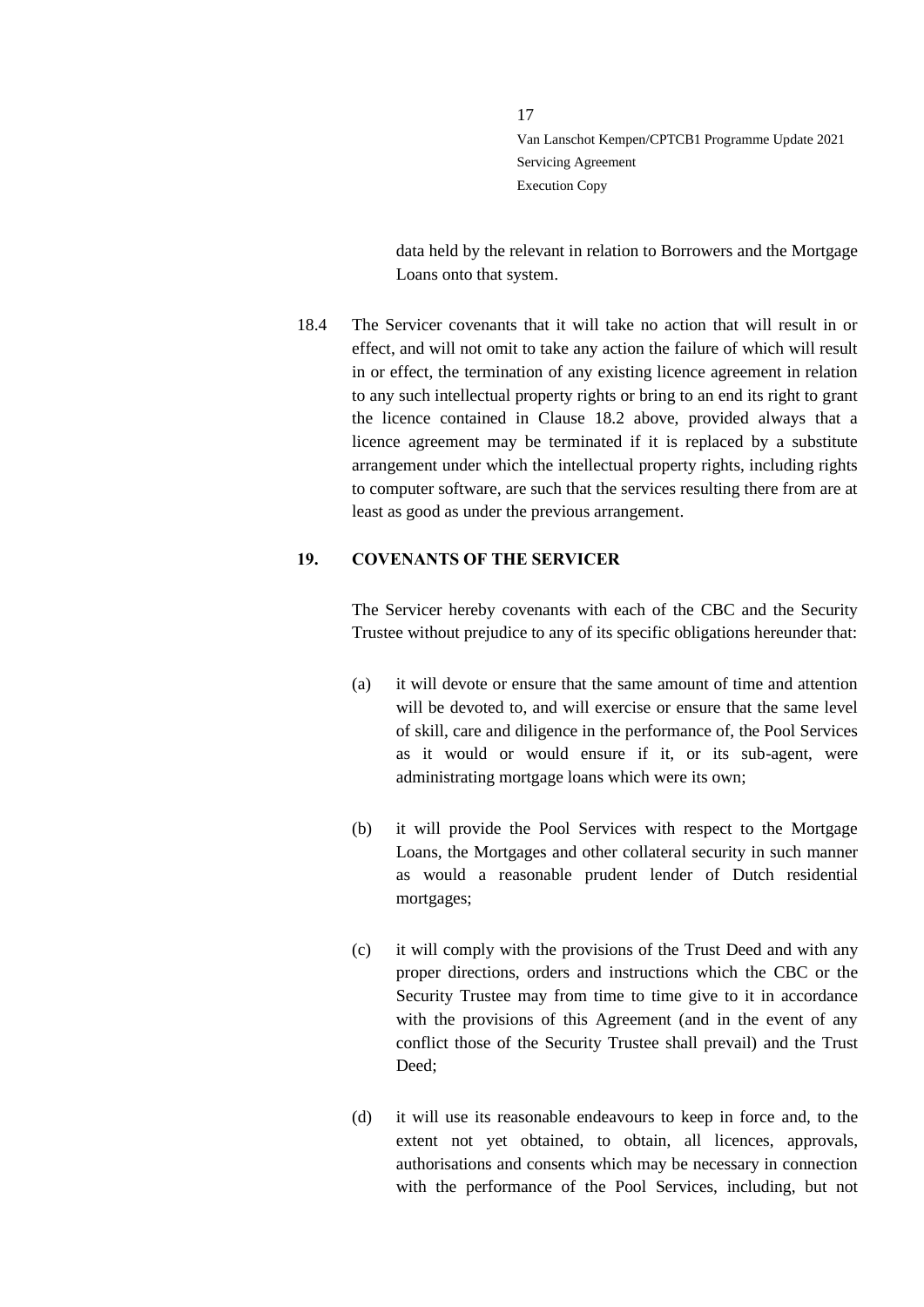data held by the relevant in relation to Borrowers and the Mortgage Loans onto that system.

18.4 The Servicer covenants that it will take no action that will result in or effect, and will not omit to take any action the failure of which will result in or effect, the termination of any existing licence agreement in relation to any such intellectual property rights or bring to an end its right to grant the licence contained in Clause 18.2 above, provided always that a licence agreement may be terminated if it is replaced by a substitute arrangement under which the intellectual property rights, including rights to computer software, are such that the services resulting there from are at least as good as under the previous arrangement.

## 19. COVENANTS OF THE SERVICER

The Servicer hereby covenants with each of the CBC and the Security Trustee without prejudice to any of its specific obligations hereunder that:

(a) it will devote or ensure that the same amount of time and attention will be devoted to, and will exercise or ensure that the same level of skill, care and diligence in the performance of, the Pool Services as it would or would ensure if it, or its sub-agent, were administrating mortgage loans which were its own;

(b) it will provide the Pool Services with respect to the Mortgage Loans, the Mortgages and other collateral security in such manner as would a reasonable prudent lender of Dutch residential mortgages;

(c) it will comply with the provisions of the Trust Deed and with any proper directions, orders and instructions which the CBC or the Security Trustee may from time to time give to it in accordance with the provisions of this Agreement (and in the event of any conflict those of the Security Trustee shall prevail) and the Trust Deed;

(d) it will use its reasonable endeavours to keep in force and, to the extent not yet obtained, to obtain, all licences, approvals, authorisations and consents which may be necessary in connection with the performance of the Pool Services, including, but not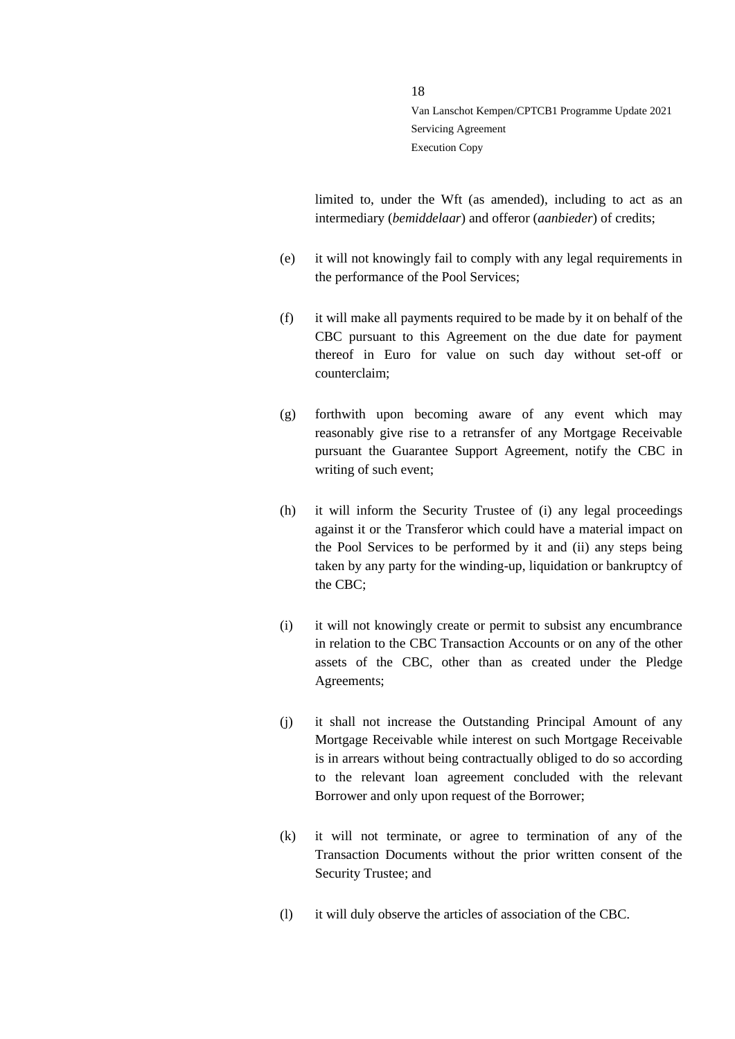limited to, under the Wft (as amended), including to act as an intermediary (*bemiddelaar*) and offeror (*aanbieder*) of credits;

(e) it will not knowingly fail to comply with any legal requirements in the performance of the Pool Services;

(f) it will make all payments required to be made by it on behalf of the CBC pursuant to this Agreement on the due date for payment thereof in Euro for value on such day without set-off or counterclaim;

(g) forthwith upon becoming aware of any event which may reasonably give rise to a retransfer of any Mortgage Receivable pursuant the Guarantee Support Agreement, notify the CBC in writing of such event;

(h) it will inform the Security Trustee of (i) any legal proceedings against it or the Transferor which could have a material impact on the Pool Services to be performed by it and (ii) any steps being taken by any party for the winding-up, liquidation or bankruptcy of the CBC;

(i) it will not knowingly create or permit to subsist any encumbrance in relation to the CBC Transaction Accounts or on any of the other assets of the CBC, other than as created under the Pledge Agreements;

(j) it shall not increase the Outstanding Principal Amount of any Mortgage Receivable while interest on such Mortgage Receivable is in arrears without being contractually obliged to do so according to the relevant loan agreement concluded with the relevant Borrower and only upon request of the Borrower;

(k) it will not terminate, or agree to termination of any of the Transaction Documents without the prior written consent of the Security Trustee; and

(l) it will duly observe the articles of association of the CBC.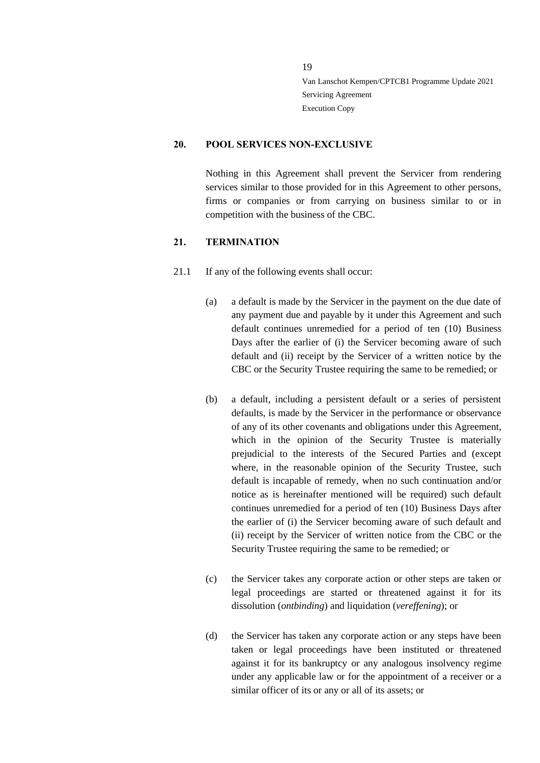## 20. POOL SERVICES NON-EXCLUSIVE

Nothing in this Agreement shall prevent the Servicer from rendering services similar to those provided for in this Agreement to other persons, firms or companies or from carrying on business similar to or in competition with the business of the CBC.

## 21. TERMINATION

21.1 If any of the following events shall occur:

(a) a default is made by the Servicer in the payment on the due date of any payment due and payable by it under this Agreement and such default continues unremedied for a period of ten (10) Business Days after the earlier of (i) the Servicer becoming aware of such default and (ii) receipt by the Servicer of a written notice by the CBC or the Security Trustee requiring the same to be remedied; or

(b) a default, including a persistent default or a series of persistent defaults, is made by the Servicer in the performance or observance of any of its other covenants and obligations under this Agreement, which in the opinion of the Security Trustee is materially prejudicial to the interests of the Secured Parties and (except where, in the reasonable opinion of the Security Trustee, such default is incapable of remedy, when no such continuation and/or notice as is hereinafter mentioned will be required) such default continues unremedied for a period of ten (10) Business Days after the earlier of (i) the Servicer becoming aware of such default and (ii) receipt by the Servicer of written notice from the CBC or the Security Trustee requiring the same to be remedied; or

(c) the Servicer takes any corporate action or other steps are taken or legal proceedings are started or threatened against it for its dissolution (*ontbinding*) and liquidation (*vereffening*); or

(d) the Servicer has taken any corporate action or any steps have been taken or legal proceedings have been instituted or threatened against it for its bankruptcy or any analogous insolvency regime under any applicable law or for the appointment of a receiver or a similar officer of its or any or all of its assets; or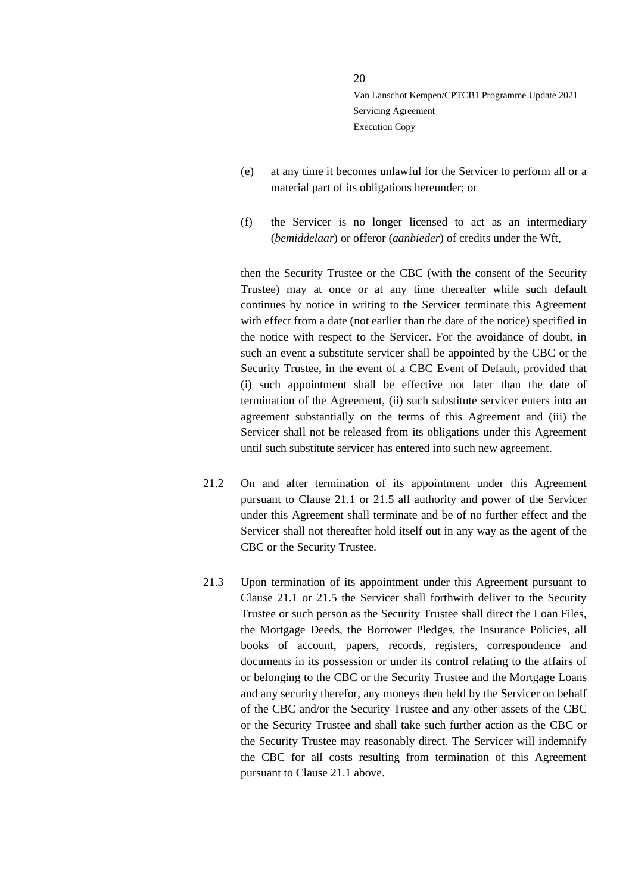(e) at any time it becomes unlawful for the Servicer to perform all or a material part of its obligations hereunder; or

(f) the Servicer is no longer licensed to act as an intermediary (*bemiddelaar*) or offeror (*aanbieder*) of credits under the Wft,

then the Security Trustee or the CBC (with the consent of the Security Trustee) may at once or at any time thereafter while such default continues by notice in writing to the Servicer terminate this Agreement with effect from a date (not earlier than the date of the notice) specified in the notice with respect to the Servicer. For the avoidance of doubt, in such an event a substitute servicer shall be appointed by the CBC or the Security Trustee, in the event of a CBC Event of Default, provided that (i) such appointment shall be effective not later than the date of termination of the Agreement, (ii) such substitute servicer enters into an agreement substantially on the terms of this Agreement and (iii) the Servicer shall not be released from its obligations under this Agreement until such substitute servicer has entered into such new agreement.

21.2 On and after termination of its appointment under this Agreement pursuant to Clause 21.1 or 21.5 all authority and power of the Servicer under this Agreement shall terminate and be of no further effect and the Servicer shall not thereafter hold itself out in any way as the agent of the CBC or the Security Trustee.

21.3 Upon termination of its appointment under this Agreement pursuant to Clause 21.1 or 21.5 the Servicer shall forthwith deliver to the Security Trustee or such person as the Security Trustee shall direct the Loan Files, the Mortgage Deeds, the Borrower Pledges, the Insurance Policies, all books of account, papers, records, registers, correspondence and documents in its possession or under its control relating to the affairs of or belonging to the CBC or the Security Trustee and the Mortgage Loans and any security therefor, any moneys then held by the Servicer on behalf of the CBC and/or the Security Trustee and any other assets of the CBC or the Security Trustee and shall take such further action as the CBC or the Security Trustee may reasonably direct. The Servicer will indemnify the CBC for all costs resulting from termination of this Agreement pursuant to Clause 21.1 above.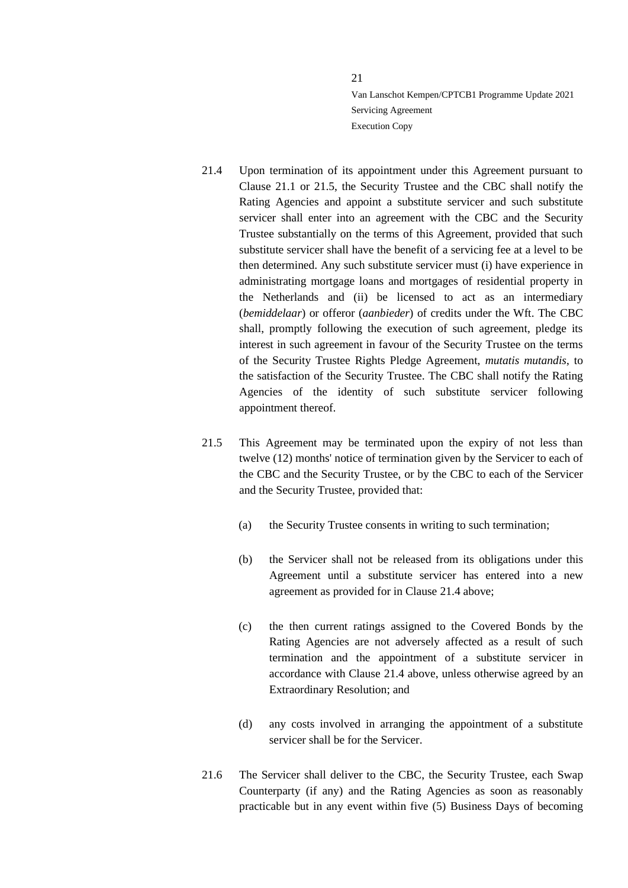21.4 Upon termination of its appointment under this Agreement pursuant to Clause 21.1 or 21.5, the Security Trustee and the CBC shall notify the Rating Agencies and appoint a substitute servicer and such substitute servicer shall enter into an agreement with the CBC and the Security Trustee substantially on the terms of this Agreement, provided that such substitute servicer shall have the benefit of a servicing fee at a level to be then determined. Any such substitute servicer must (i) have experience in administrating mortgage loans and mortgages of residential property in the Netherlands and (ii) be licensed to act as an intermediary (*bemiddelaar*) or offeror (*aanbieder*) of credits under the Wft. The CBC shall, promptly following the execution of such agreement, pledge its interest in such agreement in favour of the Security Trustee on the terms of the Security Trustee Rights Pledge Agreement, *mutatis mutandis*, to the satisfaction of the Security Trustee. The CBC shall notify the Rating Agencies of the identity of such substitute servicer following appointment thereof.

21.5 This Agreement may be terminated upon the expiry of not less than twelve (12) months' notice of termination given by the Servicer to each of the CBC and the Security Trustee, or by the CBC to each of the Servicer and the Security Trustee, provided that:

(a) the Security Trustee consents in writing to such termination;

(b) the Servicer shall not be released from its obligations under this Agreement until a substitute servicer has entered into a new agreement as provided for in Clause 21.4 above;

(c) the then current ratings assigned to the Covered Bonds by the Rating Agencies are not adversely affected as a result of such termination and the appointment of a substitute servicer in accordance with Clause 21.4 above, unless otherwise agreed by an Extraordinary Resolution; and

(d) any costs involved in arranging the appointment of a substitute servicer shall be for the Servicer.

21.6 The Servicer shall deliver to the CBC, the Security Trustee, each Swap Counterparty (if any) and the Rating Agencies as soon as reasonably practicable but in any event within five (5) Business Days of becoming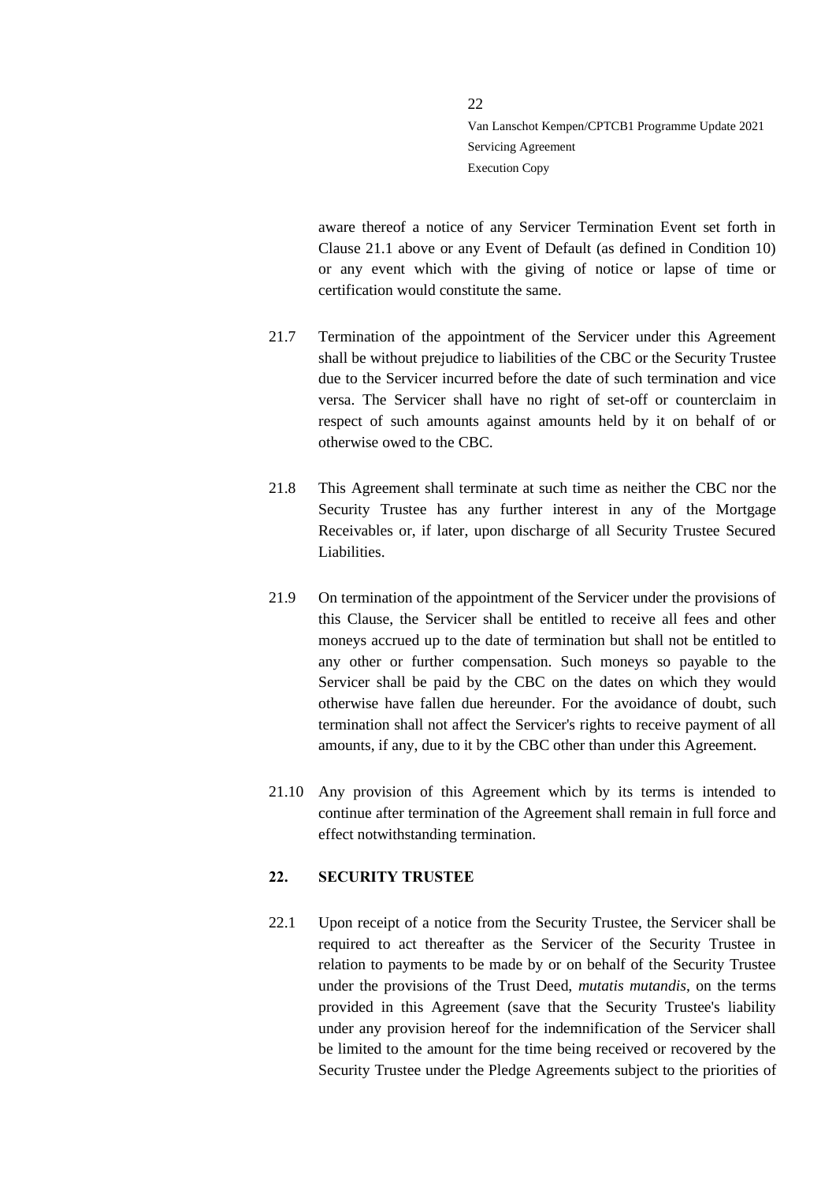aware thereof a notice of any Servicer Termination Event set forth in Clause 21.1 above or any Event of Default (as defined in Condition 10) or any event which with the giving of notice or lapse of time or certification would constitute the same.

21.7 Termination of the appointment of the Servicer under this Agreement shall be without prejudice to liabilities of the CBC or the Security Trustee due to the Servicer incurred before the date of such termination and vice versa. The Servicer shall have no right of set-off or counterclaim in respect of such amounts against amounts held by it on behalf of or otherwise owed to the CBC.

21.8 This Agreement shall terminate at such time as neither the CBC nor the Security Trustee has any further interest in any of the Mortgage Receivables or, if later, upon discharge of all Security Trustee Secured Liabilities.

21.9 On termination of the appointment of the Servicer under the provisions of this Clause, the Servicer shall be entitled to receive all fees and other moneys accrued up to the date of termination but shall not be entitled to any other or further compensation. Such moneys so payable to the Servicer shall be paid by the CBC on the dates on which they would otherwise have fallen due hereunder. For the avoidance of doubt, such termination shall not affect the Servicer's rights to receive payment of all amounts, if any, due to it by the CBC other than under this Agreement.

21.10 Any provision of this Agreement which by its terms is intended to continue after termination of the Agreement shall remain in full force and effect notwithstanding termination.

## 22. SECURITY TRUSTEE

22.1 Upon receipt of a notice from the Security Trustee, the Servicer shall be required to act thereafter as the Servicer of the Security Trustee in relation to payments to be made by or on behalf of the Security Trustee under the provisions of the Trust Deed, *mutatis mutandis*, on the terms provided in this Agreement (save that the Security Trustee's liability under any provision hereof for the indemnification of the Servicer shall be limited to the amount for the time being received or recovered by the Security Trustee under the Pledge Agreements subject to the priorities of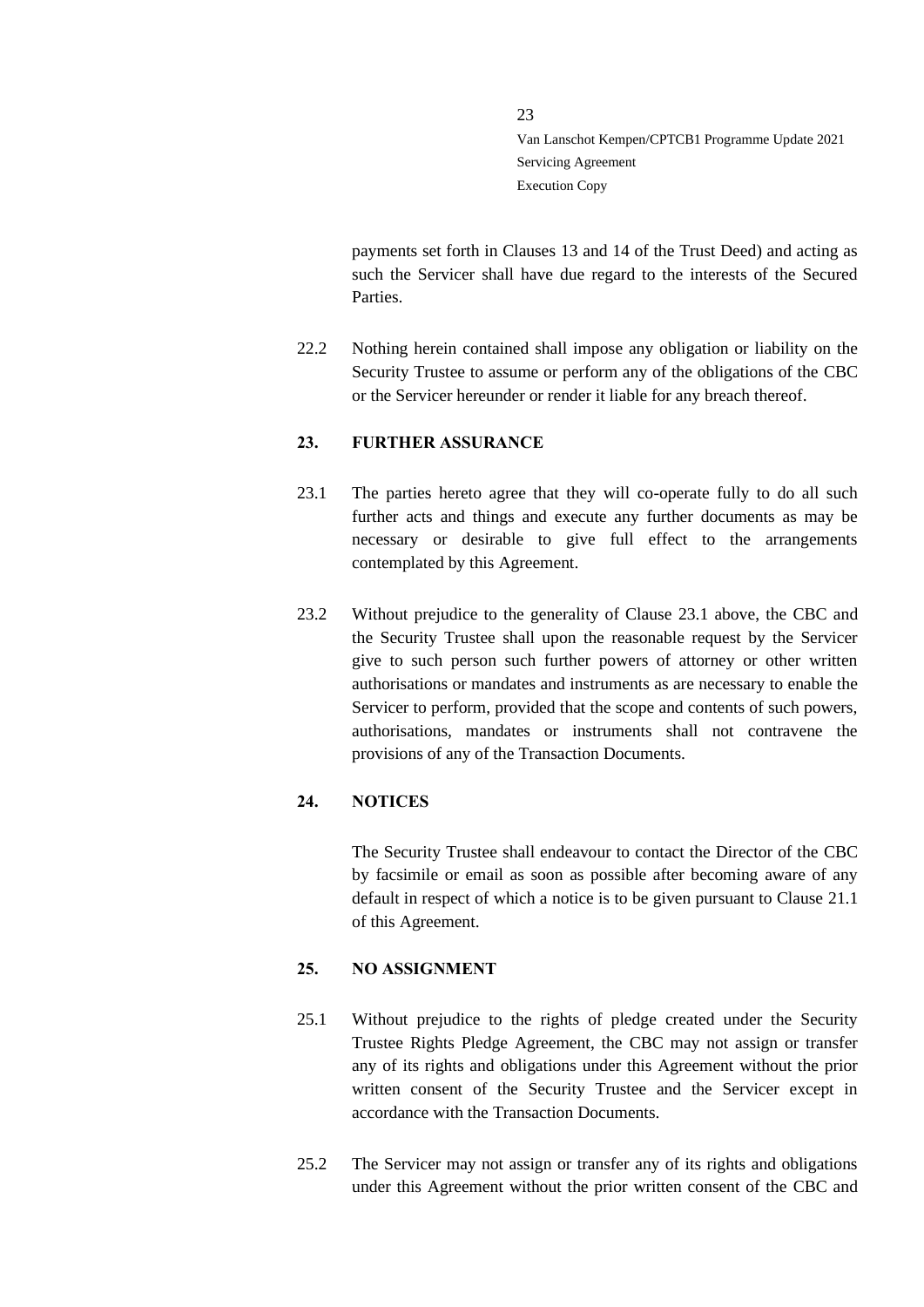payments set forth in Clauses 13 and 14 of the Trust Deed) and acting as such the Servicer shall have due regard to the interests of the Secured Parties.

22.2 Nothing herein contained shall impose any obligation or liability on the Security Trustee to assume or perform any of the obligations of the CBC or the Servicer hereunder or render it liable for any breach thereof.

## 23. FURTHER ASSURANCE

23.1 The parties hereto agree that they will co-operate fully to do all such further acts and things and execute any further documents as may be necessary or desirable to give full effect to the arrangements contemplated by this Agreement.

23.2 Without prejudice to the generality of Clause 23.1 above, the CBC and the Security Trustee shall upon the reasonable request by the Servicer give to such person such further powers of attorney or other written authorisations or mandates and instruments as are necessary to enable the Servicer to perform, provided that the scope and contents of such powers, authorisations, mandates or instruments shall not contravene the provisions of any of the Transaction Documents.

## 24. NOTICES

The Security Trustee shall endeavour to contact the Director of the CBC by facsimile or email as soon as possible after becoming aware of any default in respect of which a notice is to be given pursuant to Clause 21.1 of this Agreement.

## 25. NO ASSIGNMENT

25.1 Without prejudice to the rights of pledge created under the Security Trustee Rights Pledge Agreement, the CBC may not assign or transfer any of its rights and obligations under this Agreement without the prior written consent of the Security Trustee and the Servicer except in accordance with the Transaction Documents.

25.2 The Servicer may not assign or transfer any of its rights and obligations under this Agreement without the prior written consent of the CBC and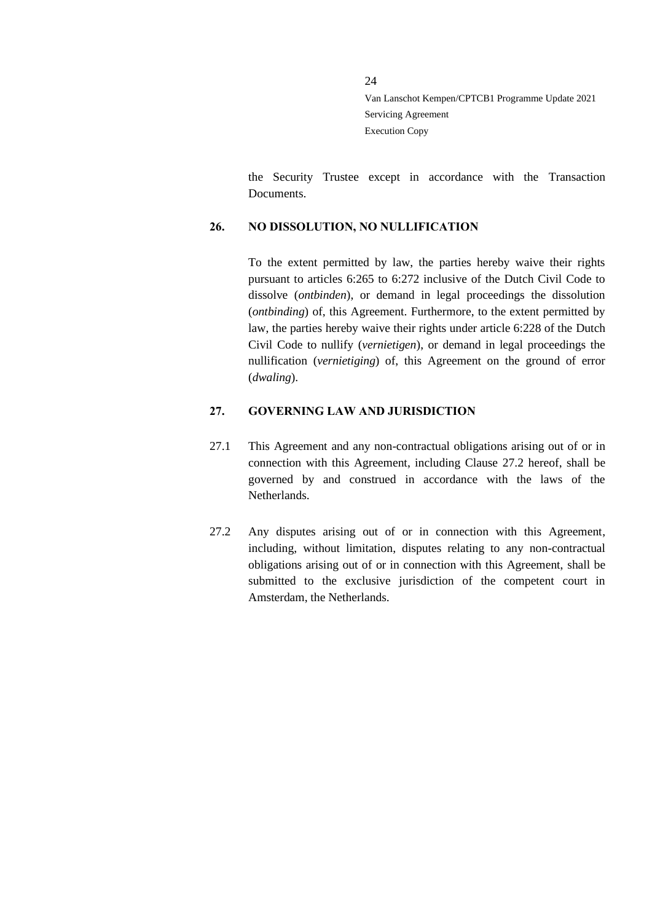the Security Trustee except in accordance with the Transaction Documents.

## 26. NO DISSOLUTION, NO NULLIFICATION

To the extent permitted by law, the parties hereby waive their rights pursuant to articles 6:265 to 6:272 inclusive of the Dutch Civil Code to dissolve (*ontbinden*), or demand in legal proceedings the dissolution (*ontbinding*) of, this Agreement. Furthermore, to the extent permitted by law, the parties hereby waive their rights under article 6:228 of the Dutch Civil Code to nullify (*vernietigen*), or demand in legal proceedings the nullification (*vernietiging*) of, this Agreement on the ground of error (*dwaling*).

## 27. GOVERNING LAW AND JURISDICTION

27.1 This Agreement and any non-contractual obligations arising out of or in connection with this Agreement, including Clause 27.2 hereof, shall be governed by and construed in accordance with the laws of the Netherlands.

27.2 Any disputes arising out of or in connection with this Agreement, including, without limitation, disputes relating to any non-contractual obligations arising out of or in connection with this Agreement, shall be submitted to the exclusive jurisdiction of the competent court in Amsterdam, the Netherlands.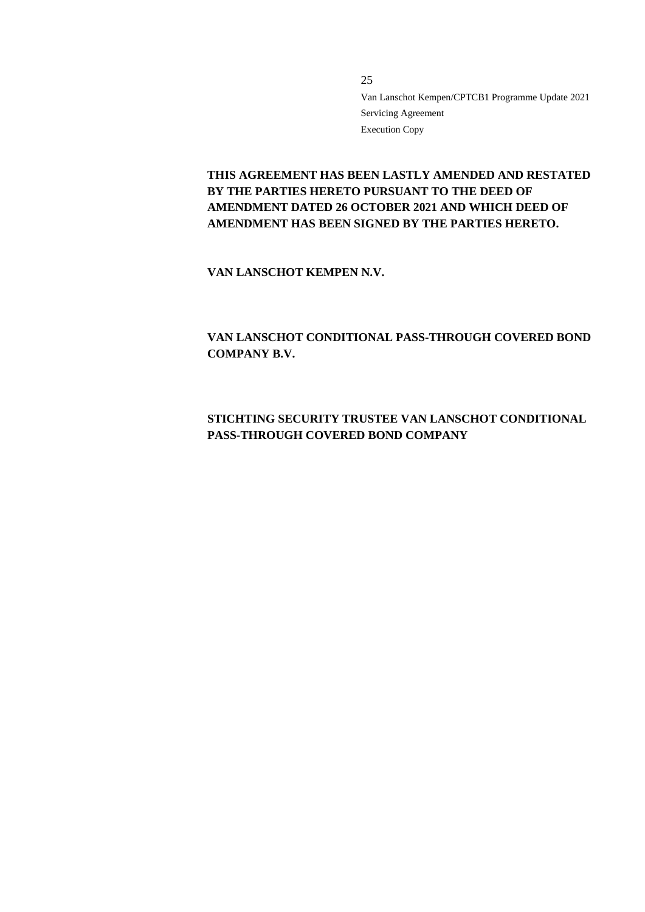**THIS AGREEMENT HAS BEEN LASTLY AMENDED AND RESTATED BY THE PARTIES HERETO PURSUANT TO THE DEED OF AMENDMENT DATED 26 OCTOBER 2021 AND WHICH DEED OF AMENDMENT HAS BEEN SIGNED BY THE PARTIES HERETO.**

**VAN LANSCHOT KEMPEN N.V.**

**VAN LANSCHOT CONDITIONAL PASS-THROUGH COVERED BOND COMPANY B.V.**

**STICHTING SECURITY TRUSTEE VAN LANSCHOT CONDITIONAL PASS-THROUGH COVERED BOND COMPANY**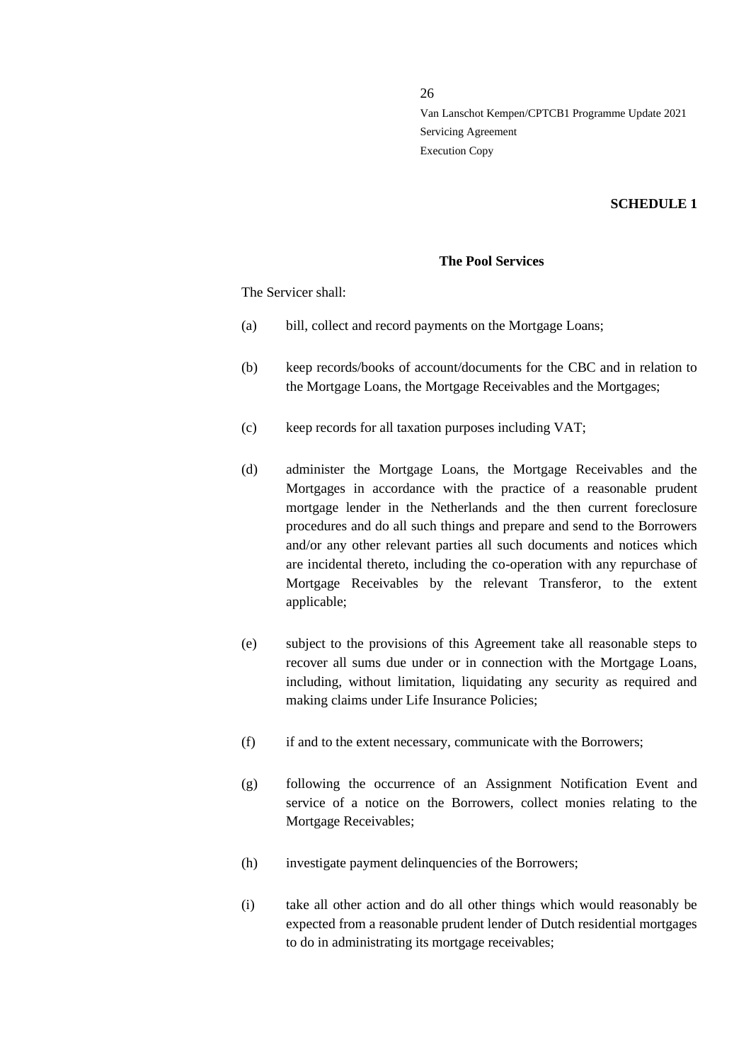**SCHEDULE 1**

**The Pool Services**

The Servicer shall:

(a) bill, collect and record payments on the Mortgage Loans;

(b) keep records/books of account/documents for the CBC and in relation to the Mortgage Loans, the Mortgage Receivables and the Mortgages;

(c) keep records for all taxation purposes including VAT;

(d) administer the Mortgage Loans, the Mortgage Receivables and the Mortgages in accordance with the practice of a reasonable prudent mortgage lender in the Netherlands and the then current foreclosure procedures and do all such things and prepare and send to the Borrowers and/or any other relevant parties all such documents and notices which are incidental thereto, including the co-operation with any repurchase of Mortgage Receivables by the relevant Transferor, to the extent applicable;

(e) subject to the provisions of this Agreement take all reasonable steps to recover all sums due under or in connection with the Mortgage Loans, including, without limitation, liquidating any security as required and making claims under Life Insurance Policies;

(f) if and to the extent necessary, communicate with the Borrowers;

(g) following the occurrence of an Assignment Notification Event and service of a notice on the Borrowers, collect monies relating to the Mortgage Receivables;

(h) investigate payment delinquencies of the Borrowers;

(i) take all other action and do all other things which would reasonably be expected from a reasonable prudent lender of Dutch residential mortgages to do in administrating its mortgage receivables;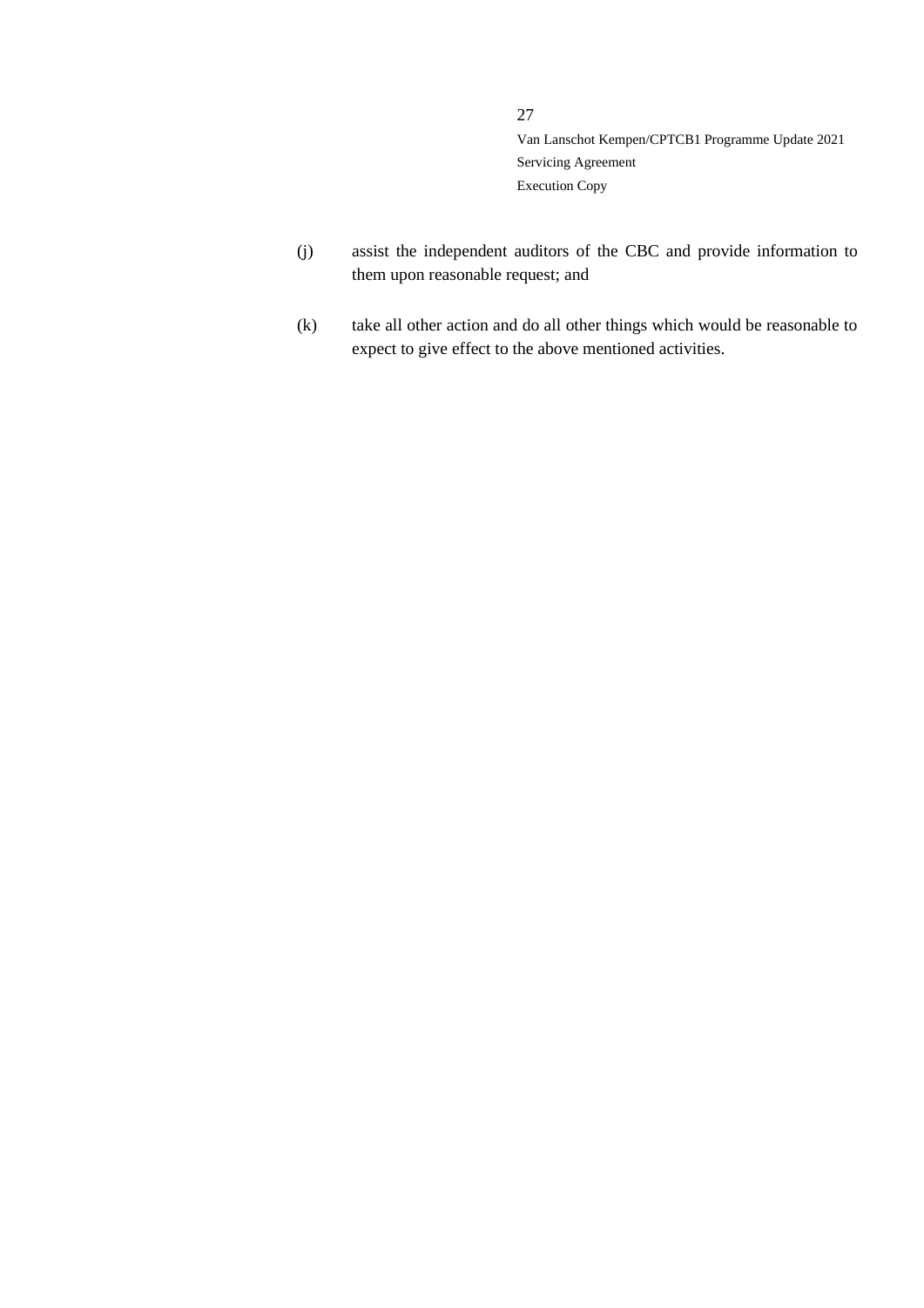(j) assist the independent auditors of the CBC and provide information to them upon reasonable request; and

(k) take all other action and do all other things which would be reasonable to expect to give effect to the above mentioned activities.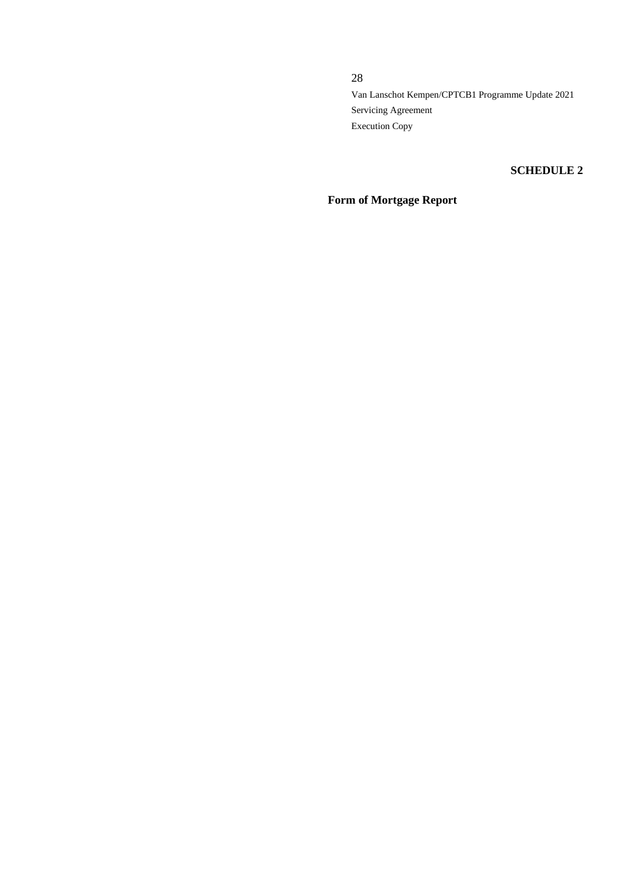## SCHEDULE 2

**Form of Mortgage Report**